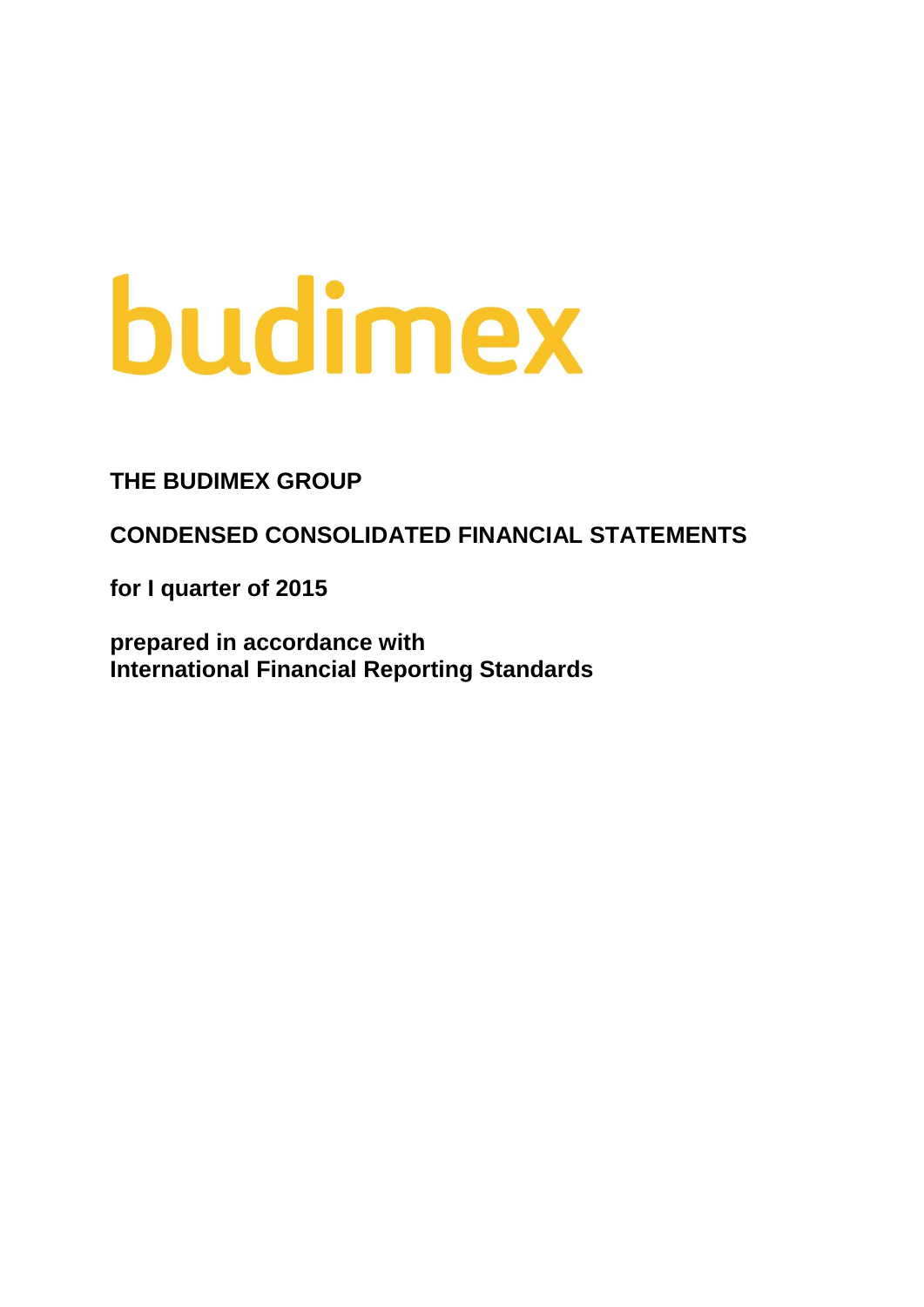budimex

# THE BUDIMEX GROUP

## CONDENSED CONSOLIDATED FINANCIAL STATEMENTS

**for I quarter of 2015**

**prepared in accordance with**
**International Financial Reporting Standards**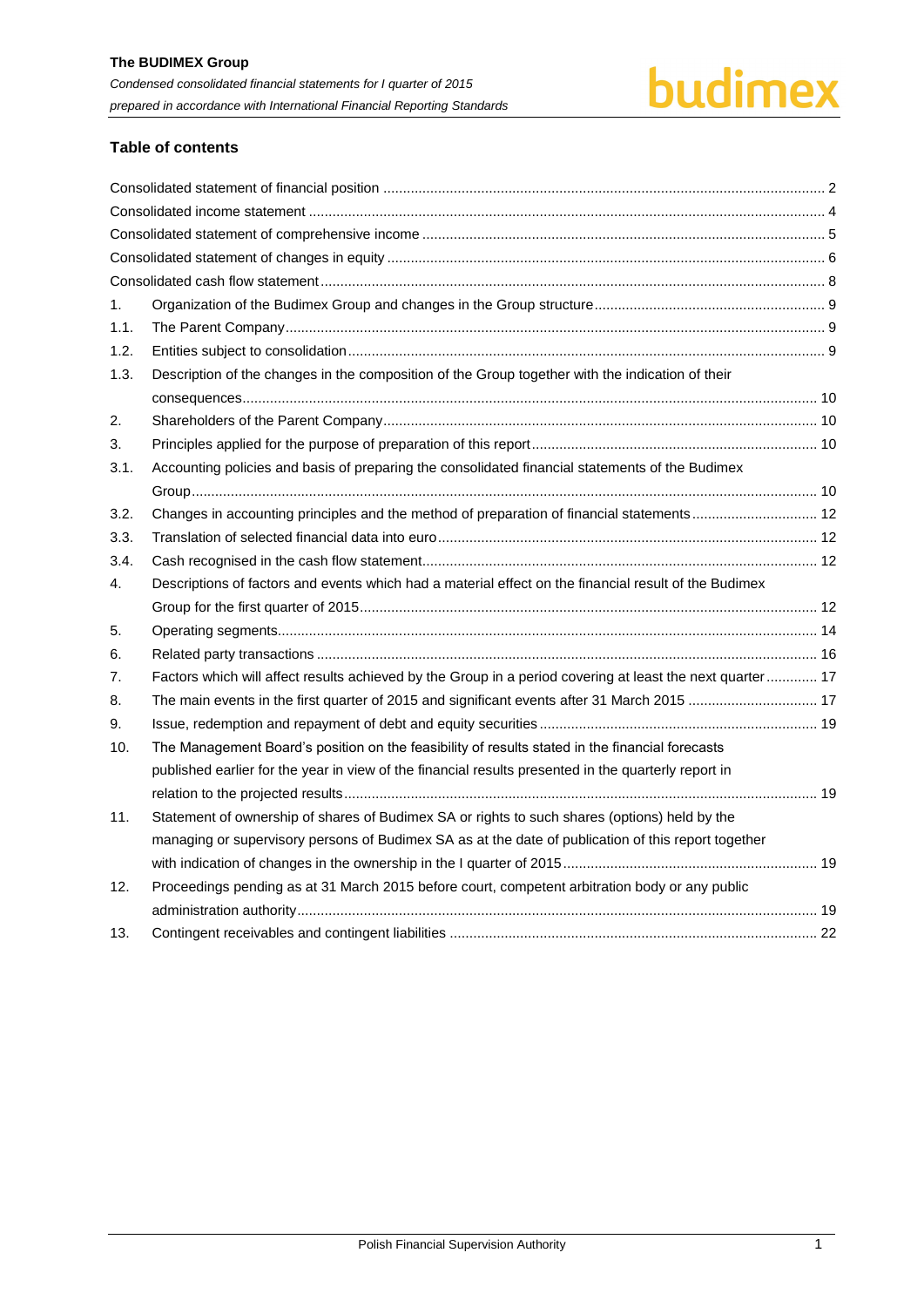## Table of contents

- Consolidated statement of financial position ... 2
- Consolidated income statement ... 4
- Consolidated statement of comprehensive income ... 5
- Consolidated statement of changes in equity ... 6
- Consolidated cash flow statement ... 8
- 1. Organization of the Budimex Group and changes in the Group structure ... 9
- 1.1. The Parent Company ... 9
- 1.2. Entities subject to consolidation ... 9
- 1.3. Description of the changes in the composition of the Group together with the indication of their consequences ... 10
- 2. Shareholders of the Parent Company ... 10
- 3. Principles applied for the purpose of preparation of this report ... 10
- 3.1. Accounting policies and basis of preparing the consolidated financial statements of the Budimex Group ... 10
- 3.2. Changes in accounting principles and the method of preparation of financial statements ... 12
- 3.3. Translation of selected financial data into euro ... 12
- 3.4. Cash recognised in the cash flow statement ... 12
- 4. Descriptions of factors and events which had a material effect on the financial result of the Budimex Group for the first quarter of 2015 ... 12
- 5. Operating segments ... 14
- 6. Related party transactions ... 16
- 7. Factors which will affect results achieved by the Group in a period covering at least the next quarter ... 17
- 8. The main events in the first quarter of 2015 and significant events after 31 March 2015 ... 17
- 9. Issue, redemption and repayment of debt and equity securities ... 19
- 10. The Management Board's position on the feasibility of results stated in the financial forecasts published earlier for the year in view of the financial results presented in the quarterly report in relation to the projected results ... 19
- 11. Statement of ownership of shares of Budimex SA or rights to such shares (options) held by the managing or supervisory persons of Budimex SA as at the date of publication of this report together with indication of changes in the ownership in the I quarter of 2015 ... 19
- 12. Proceedings pending as at 31 March 2015 before court, competent arbitration body or any public administration authority ... 19
- 13. Contingent receivables and contingent liabilities ... 22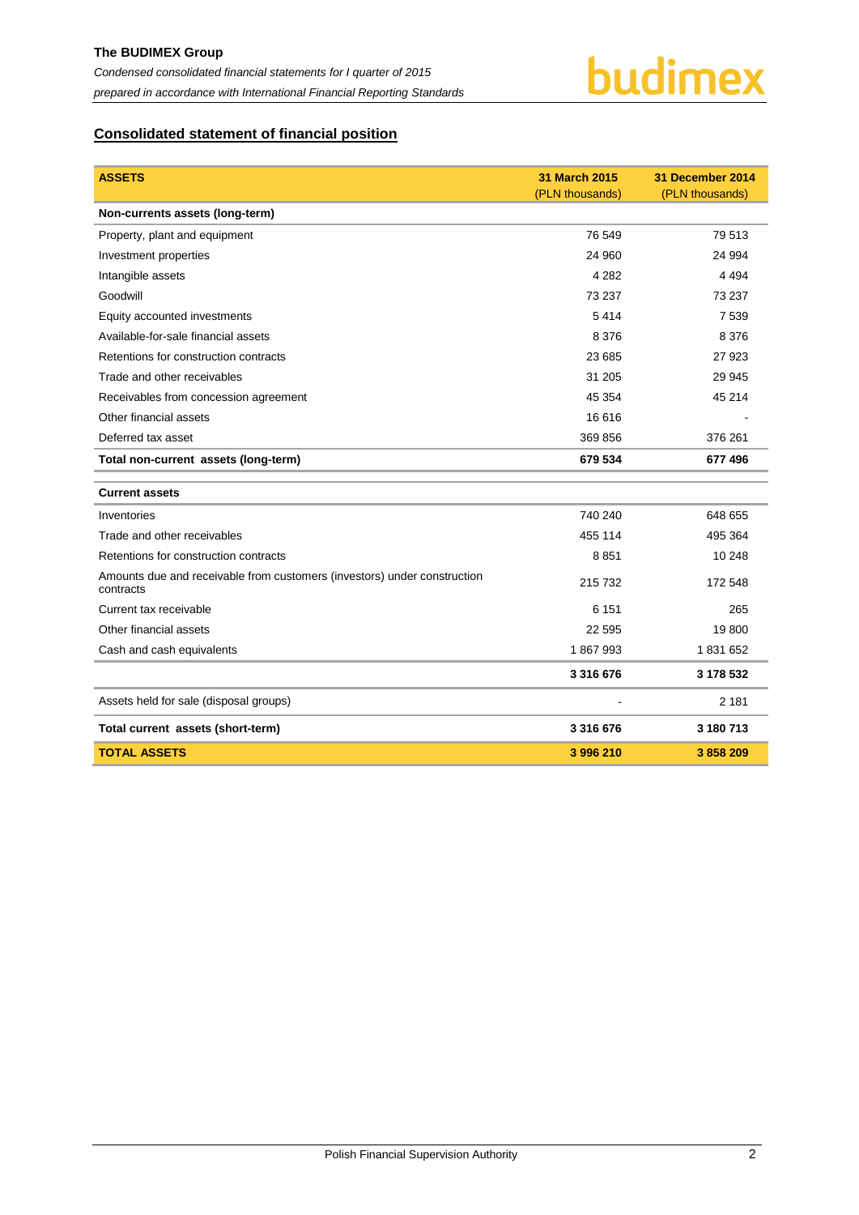## Consolidated statement of financial position

| ASSETS | 31 March 2015 (PLN thousands) | 31 December 2014 (PLN thousands) |
|---|---|---|
| **Non-currents assets (long-term)** | | |
| Property, plant and equipment | 76 549 | 79 513 |
| Investment properties | 24 960 | 24 994 |
| Intangible assets | 4 282 | 4 494 |
| Goodwill | 73 237 | 73 237 |
| Equity accounted investments | 5 414 | 7 539 |
| Available-for-sale financial assets | 8 376 | 8 376 |
| Retentions for construction contracts | 23 685 | 27 923 |
| Trade and other receivables | 31 205 | 29 945 |
| Receivables from concession agreement | 45 354 | 45 214 |
| Other financial assets | 16 616 | - |
| Deferred tax asset | 369 856 | 376 261 |
| **Total non-current assets (long-term)** | **679 534** | **677 496** |
| **Current assets** | | |
| Inventories | 740 240 | 648 655 |
| Trade and other receivables | 455 114 | 495 364 |
| Retentions for construction contracts | 8 851 | 10 248 |
| Amounts due and receivable from customers (investors) under construction contracts | 215 732 | 172 548 |
| Current tax receivable | 6 151 | 265 |
| Other financial assets | 22 595 | 19 800 |
| Cash and cash equivalents | 1 867 993 | 1 831 652 |
| | **3 316 676** | **3 178 532** |
| Assets held for sale (disposal groups) | - | 2 181 |
| **Total current assets (short-term)** | **3 316 676** | **3 180 713** |
| **TOTAL ASSETS** | **3 996 210** | **3 858 209** |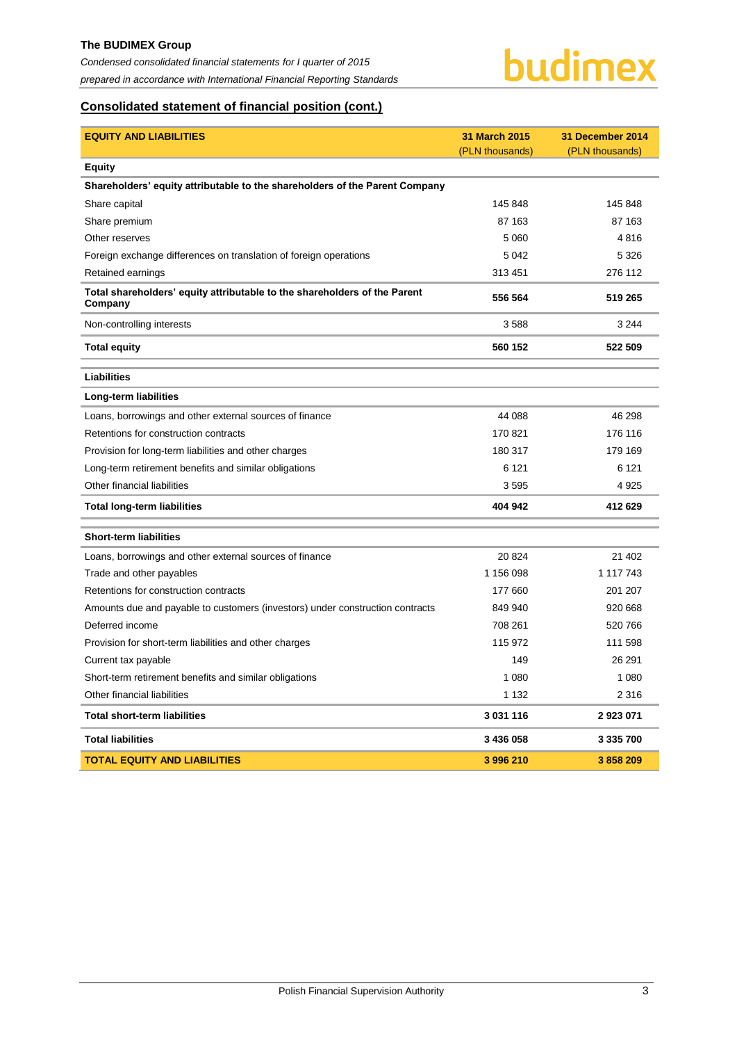## Consolidated statement of financial position (cont.)

| EQUITY AND LIABILITIES | 31 March 2015 (PLN thousands) | 31 December 2014 (PLN thousands) |
|---|---|---|
| **Equity** | | |
| **Shareholders' equity attributable to the shareholders of the Parent Company** | | |
| Share capital | 145 848 | 145 848 |
| Share premium | 87 163 | 87 163 |
| Other reserves | 5 060 | 4 816 |
| Foreign exchange differences on translation of foreign operations | 5 042 | 5 326 |
| Retained earnings | 313 451 | 276 112 |
| **Total shareholders' equity attributable to the shareholders of the Parent Company** | **556 564** | **519 265** |
| Non-controlling interests | 3 588 | 3 244 |
| **Total equity** | **560 152** | **522 509** |
| **Liabilities** | | |
| **Long-term liabilities** | | |
| Loans, borrowings and other external sources of finance | 44 088 | 46 298 |
| Retentions for construction contracts | 170 821 | 176 116 |
| Provision for long-term liabilities and other charges | 180 317 | 179 169 |
| Long-term retirement benefits and similar obligations | 6 121 | 6 121 |
| Other financial liabilities | 3 595 | 4 925 |
| **Total long-term liabilities** | **404 942** | **412 629** |
| **Short-term liabilities** | | |
| Loans, borrowings and other external sources of finance | 20 824 | 21 402 |
| Trade and other payables | 1 156 098 | 1 117 743 |
| Retentions for construction contracts | 177 660 | 201 207 |
| Amounts due and payable to customers (investors) under construction contracts | 849 940 | 920 668 |
| Deferred income | 708 261 | 520 766 |
| Provision for short-term liabilities and other charges | 115 972 | 111 598 |
| Current tax payable | 149 | 26 291 |
| Short-term retirement benefits and similar obligations | 1 080 | 1 080 |
| Other financial liabilities | 1 132 | 2 316 |
| **Total short-term liabilities** | **3 031 116** | **2 923 071** |
| **Total liabilities** | **3 436 058** | **3 335 700** |
| **TOTAL EQUITY AND LIABILITIES** | **3 996 210** | **3 858 209** |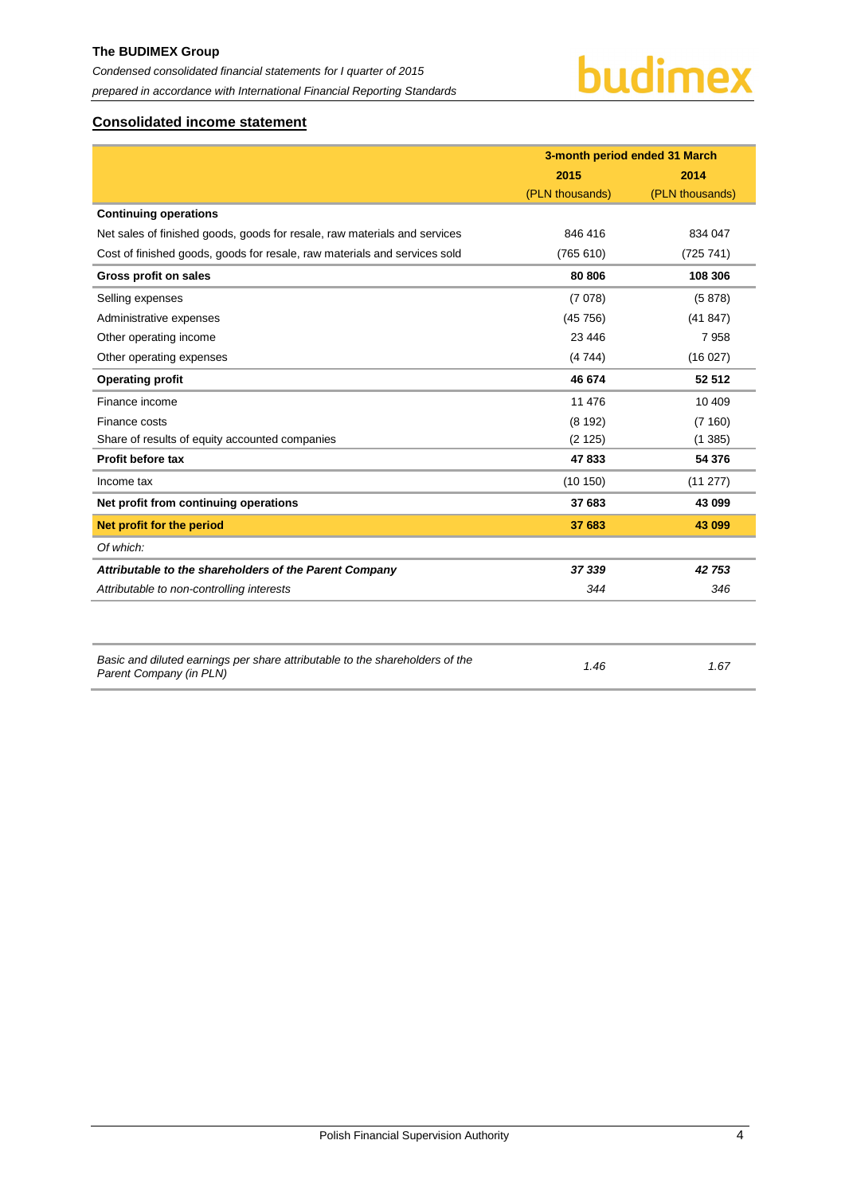## Consolidated income statement

| | 3-month period ended 31 March | |
|---|---|---|
| | 2015 | 2014 |
| | (PLN thousands) | (PLN thousands) |
| **Continuing operations** | | |
| Net sales of finished goods, goods for resale, raw materials and services | 846 416 | 834 047 |
| Cost of finished goods, goods for resale, raw materials and services sold | (765 610) | (725 741) |
| **Gross profit on sales** | **80 806** | **108 306** |
| Selling expenses | (7 078) | (5 878) |
| Administrative expenses | (45 756) | (41 847) |
| Other operating income | 23 446 | 7 958 |
| Other operating expenses | (4 744) | (16 027) |
| **Operating profit** | **46 674** | **52 512** |
| Finance income | 11 476 | 10 409 |
| Finance costs | (8 192) | (7 160) |
| Share of results of equity accounted companies | (2 125) | (1 385) |
| **Profit before tax** | **47 833** | **54 376** |
| Income tax | (10 150) | (11 277) |
| **Net profit from continuing operations** | **37 683** | **43 099** |
| **Net profit for the period** | **37 683** | **43 099** |
| *Of which:* | | |
| ***Attributable to the shareholders of the Parent Company*** | ***37 339*** | ***42 753*** |
| *Attributable to non-controlling interests* | *344* | *346* |

| | | |
|---|---|---|
| *Basic and diluted earnings per share attributable to the shareholders of the Parent Company (in PLN)* | *1.46* | *1.67* |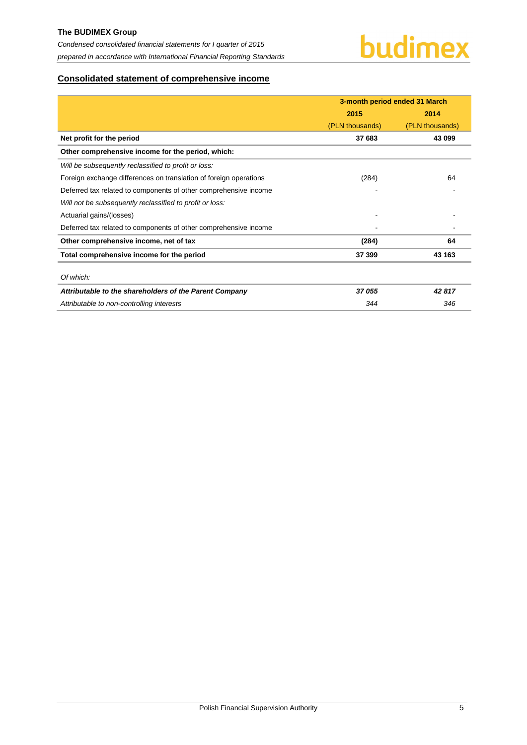## Consolidated statement of comprehensive income

| | 3-month period ended 31 March | |
|---|---|---|
| | 2015 | 2014 |
| | (PLN thousands) | (PLN thousands) |
| **Net profit for the period** | **37 683** | **43 099** |
| **Other comprehensive income for the period, which:** | | |
| *Will be subsequently reclassified to profit or loss:* | | |
| Foreign exchange differences on translation of foreign operations | (284) | 64 |
| Deferred tax related to components of other comprehensive income | - | - |
| *Will not be subsequently reclassified to profit or loss:* | | |
| Actuarial gains/(losses) | - | - |
| Deferred tax related to components of other comprehensive income | - | - |
| **Other comprehensive income, net of tax** | **(284)** | **64** |
| **Total comprehensive income for the period** | **37 399** | **43 163** |
| *Of which:* | | |
| ***Attributable to the shareholders of the Parent Company*** | ***37 055*** | ***42 817*** |
| *Attributable to non-controlling interests* | *344* | *346* |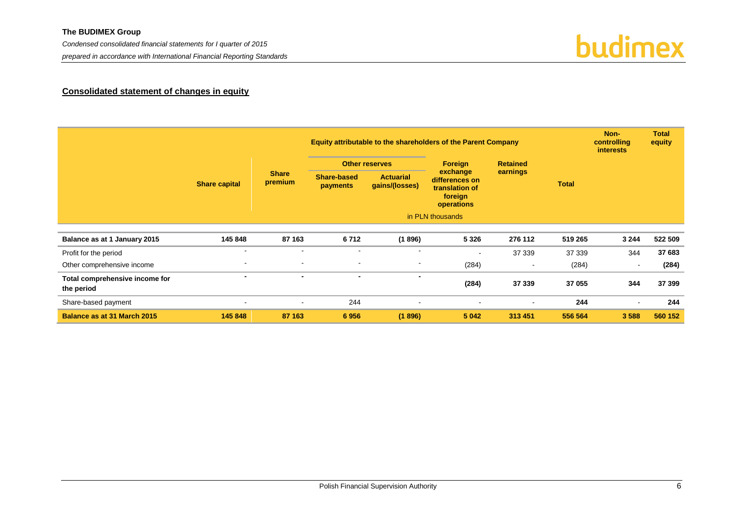## Consolidated statement of changes in equity

| | Equity attributable to the shareholders of the Parent Company | | | | | | | Non-controlling interests | Total equity |
|---|---|---|---|---|---|---|---|---|---|
| | Share capital | Share premium | Other reserves | | Foreign exchange differences on translation of foreign operations | Retained earnings | Total | | |
| | | | Share-based payments | Actuarial gains/(losses) | | | | | |
| | in PLN thousands | | | | | | | | |
| **Balance as at 1 January 2015** | **145 848** | **87 163** | **6 712** | **(1 896)** | **5 326** | **276 112** | **519 265** | **3 244** | **522 509** |
| Profit for the period | - | - | - | - | - | 37 339 | 37 339 | 344 | **37 683** |
| Other comprehensive income | - | - | - | - | (284) | - | (284) | - | **(284)** |
| **Total comprehensive income for the period** | **-** | **-** | **-** | **-** | **(284)** | **37 339** | **37 055** | **344** | **37 399** |
| Share-based payment | - | - | 244 | - | - | - | **244** | - | **244** |
| **Balance as at 31 March 2015** | **145 848** | **87 163** | **6 956** | **(1 896)** | **5 042** | **313 451** | **556 564** | **3 588** | **560 152** |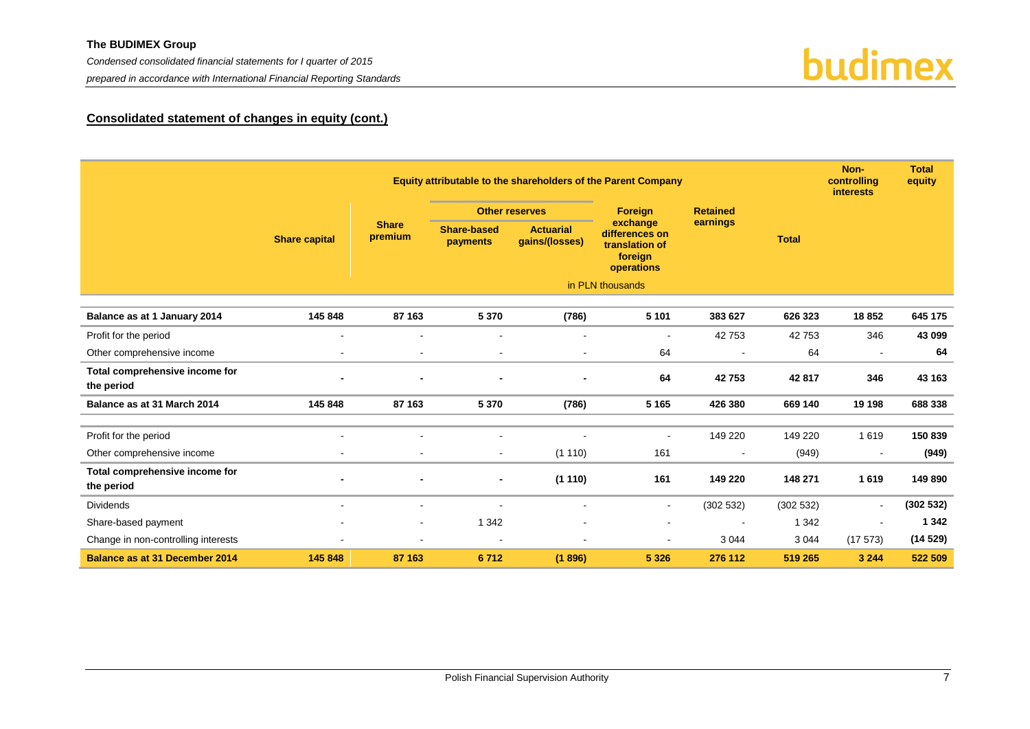## Consolidated statement of changes in equity (cont.)

| | Equity attributable to the shareholders of the Parent Company | | | | | | | Non-controlling interests | Total equity |
|---|---|---|---|---|---|---|---|---|---|
| | Share capital | Share premium | Other reserves | | Foreign exchange differences on translation of foreign operations | Retained earnings | Total | | |
| | | | Share-based payments | Actuarial gains/(losses) | | | | | |
| | in PLN thousands | | | | | | | | |
| **Balance as at 1 January 2014** | **145 848** | **87 163** | **5 370** | **(786)** | **5 101** | **383 627** | **626 323** | **18 852** | **645 175** |
| Profit for the period | - | - | - | - | - | 42 753 | 42 753 | 346 | **43 099** |
| Other comprehensive income | - | - | - | - | 64 | - | 64 | - | **64** |
| **Total comprehensive income for the period** | **-** | **-** | **-** | **-** | **64** | **42 753** | **42 817** | **346** | **43 163** |
| **Balance as at 31 March 2014** | **145 848** | **87 163** | **5 370** | **(786)** | **5 165** | **426 380** | **669 140** | **19 198** | **688 338** |
| Profit for the period | - | - | - | - | - | 149 220 | 149 220 | 1 619 | **150 839** |
| Other comprehensive income | - | - | - | (1 110) | 161 | - | (949) | - | **(949)** |
| **Total comprehensive income for the period** | **-** | **-** | **-** | **(1 110)** | **161** | **149 220** | **148 271** | **1 619** | **149 890** |
| Dividends | - | - | - | - | - | (302 532) | (302 532) | - | **(302 532)** |
| Share-based payment | - | - | 1 342 | - | - | - | 1 342 | - | **1 342** |
| Change in non-controlling interests | - | - | - | - | - | 3 044 | 3 044 | (17 573) | **(14 529)** |
| **Balance as at 31 December 2014** | **145 848** | **87 163** | **6 712** | **(1 896)** | **5 326** | **276 112** | **519 265** | **3 244** | **522 509** |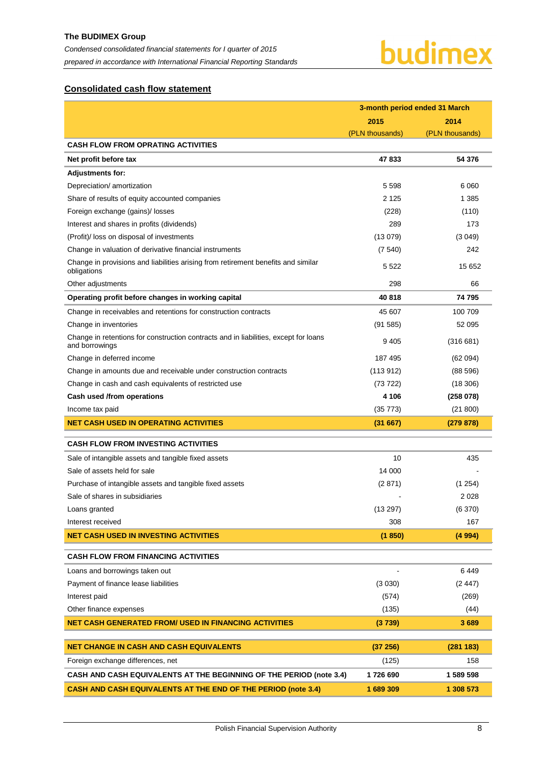## Consolidated cash flow statement

| | 3-month period ended 31 March | |
|---|---|---|
| | 2015 | 2014 |
| | (PLN thousands) | (PLN thousands) |
| **CASH FLOW FROM OPRATING ACTIVITIES** | | |
| **Net profit before tax** | **47 833** | **54 376** |
| **Adjustments for:** | | |
| Depreciation/ amortization | 5 598 | 6 060 |
| Share of results of equity accounted companies | 2 125 | 1 385 |
| Foreign exchange (gains)/ losses | (228) | (110) |
| Interest and shares in profits (dividends) | 289 | 173 |
| (Profit)/ loss on disposal of investments | (13 079) | (3 049) |
| Change in valuation of derivative financial instruments | (7 540) | 242 |
| Change in provisions and liabilities arising from retirement benefits and similar obligations | 5 522 | 15 652 |
| Other adjustments | 298 | 66 |
| **Operating profit before changes in working capital** | **40 818** | **74 795** |
| Change in receivables and retentions for construction contracts | 45 607 | 100 709 |
| Change in inventories | (91 585) | 52 095 |
| Change in retentions for construction contracts and in liabilities, except for loans and borrowings | 9 405 | (316 681) |
| Change in deferred income | 187 495 | (62 094) |
| Change in amounts due and receivable under construction contracts | (113 912) | (88 596) |
| Change in cash and cash equivalents of restricted use | (73 722) | (18 306) |
| **Cash used /from operations** | **4 106** | **(258 078)** |
| Income tax paid | (35 773) | (21 800) |
| **NET CASH USED IN OPERATING ACTIVITIES** | **(31 667)** | **(279 878)** |
| **CASH FLOW FROM INVESTING ACTIVITIES** | | |
| Sale of intangible assets and tangible fixed assets | 10 | 435 |
| Sale of assets held for sale | 14 000 | - |
| Purchase of intangible assets and tangible fixed assets | (2 871) | (1 254) |
| Sale of shares in subsidiaries | - | 2 028 |
| Loans granted | (13 297) | (6 370) |
| Interest received | 308 | 167 |
| **NET CASH USED IN INVESTING ACTIVITIES** | **(1 850)** | **(4 994)** |
| **CASH FLOW FROM FINANCING ACTIVITIES** | | |
| Loans and borrowings taken out | - | 6 449 |
| Payment of finance lease liabilities | (3 030) | (2 447) |
| Interest paid | (574) | (269) |
| Other finance expenses | (135) | (44) |
| **NET CASH GENERATED FROM/ USED IN FINANCING ACTIVITIES** | **(3 739)** | **3 689** |
| **NET CHANGE IN CASH AND CASH EQUIVALENTS** | **(37 256)** | **(281 183)** |
| Foreign exchange differences, net | (125) | 158 |
| **CASH AND CASH EQUIVALENTS AT THE BEGINNING OF THE PERIOD (note 3.4)** | **1 726 690** | **1 589 598** |
| **CASH AND CASH EQUIVALENTS AT THE END OF THE PERIOD (note 3.4)** | **1 689 309** | **1 308 573** |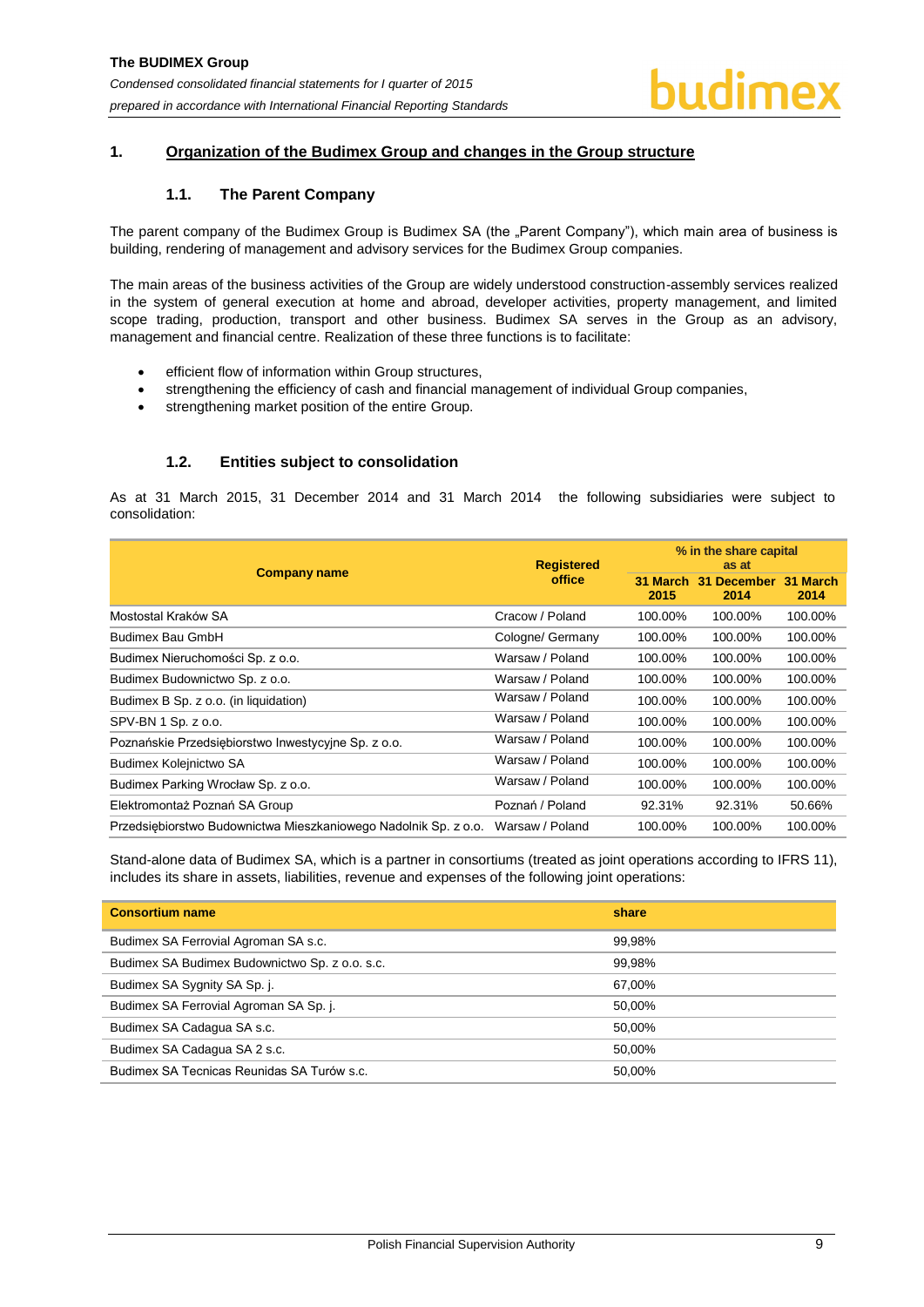## 1. Organization of the Budimex Group and changes in the Group structure

### 1.1. The Parent Company

The parent company of the Budimex Group is Budimex SA (the „Parent Company"), which main area of business is building, rendering of management and advisory services for the Budimex Group companies.

The main areas of the business activities of the Group are widely understood construction-assembly services realized in the system of general execution at home and abroad, developer activities, property management, and limited scope trading, production, transport and other business. Budimex SA serves in the Group as an advisory, management and financial centre. Realization of these three functions is to facilitate:

- efficient flow of information within Group structures,
- strengthening the efficiency of cash and financial management of individual Group companies,
- strengthening market position of the entire Group.

### 1.2. Entities subject to consolidation

As at 31 March 2015, 31 December 2014 and 31 March 2014 the following subsidiaries were subject to consolidation:

| Company name | Registered office | % in the share capital as at | | |
|---|---|---|---|---|
| | | 31 March 2015 | 31 December 2014 | 31 March 2014 |
| Mostostal Kraków SA | Cracow / Poland | 100.00% | 100.00% | 100.00% |
| Budimex Bau GmbH | Cologne/ Germany | 100.00% | 100.00% | 100.00% |
| Budimex Nieruchomości Sp. z o.o. | Warsaw / Poland | 100.00% | 100.00% | 100.00% |
| Budimex Budownictwo Sp. z o.o. | Warsaw / Poland | 100.00% | 100.00% | 100.00% |
| Budimex B Sp. z o.o. (in liquidation) | Warsaw / Poland | 100.00% | 100.00% | 100.00% |
| SPV-BN 1 Sp. z o.o. | Warsaw / Poland | 100.00% | 100.00% | 100.00% |
| Poznańskie Przedsiębiorstwo Inwestycyjne Sp. z o.o. | Warsaw / Poland | 100.00% | 100.00% | 100.00% |
| Budimex Kolejnictwo SA | Warsaw / Poland | 100.00% | 100.00% | 100.00% |
| Budimex Parking Wrocław Sp. z o.o. | Warsaw / Poland | 100.00% | 100.00% | 100.00% |
| Elektromontaż Poznań SA Group | Poznań / Poland | 92.31% | 92.31% | 50.66% |
| Przedsiębiorstwo Budownictwa Mieszkaniowego Nadolnik Sp. z o.o. | Warsaw / Poland | 100.00% | 100.00% | 100.00% |

Stand-alone data of Budimex SA, which is a partner in consortiums (treated as joint operations according to IFRS 11), includes its share in assets, liabilities, revenue and expenses of the following joint operations:

| Consortium name | share |
|---|---|
| Budimex SA Ferrovial Agroman SA s.c. | 99,98% |
| Budimex SA Budimex Budownictwo Sp. z o.o. s.c. | 99,98% |
| Budimex SA Sygnity SA Sp. j. | 67,00% |
| Budimex SA Ferrovial Agroman SA Sp. j. | 50,00% |
| Budimex SA Cadagua SA s.c. | 50,00% |
| Budimex SA Cadagua SA 2 s.c. | 50,00% |
| Budimex SA Tecnicas Reunidas SA Turów s.c. | 50,00% |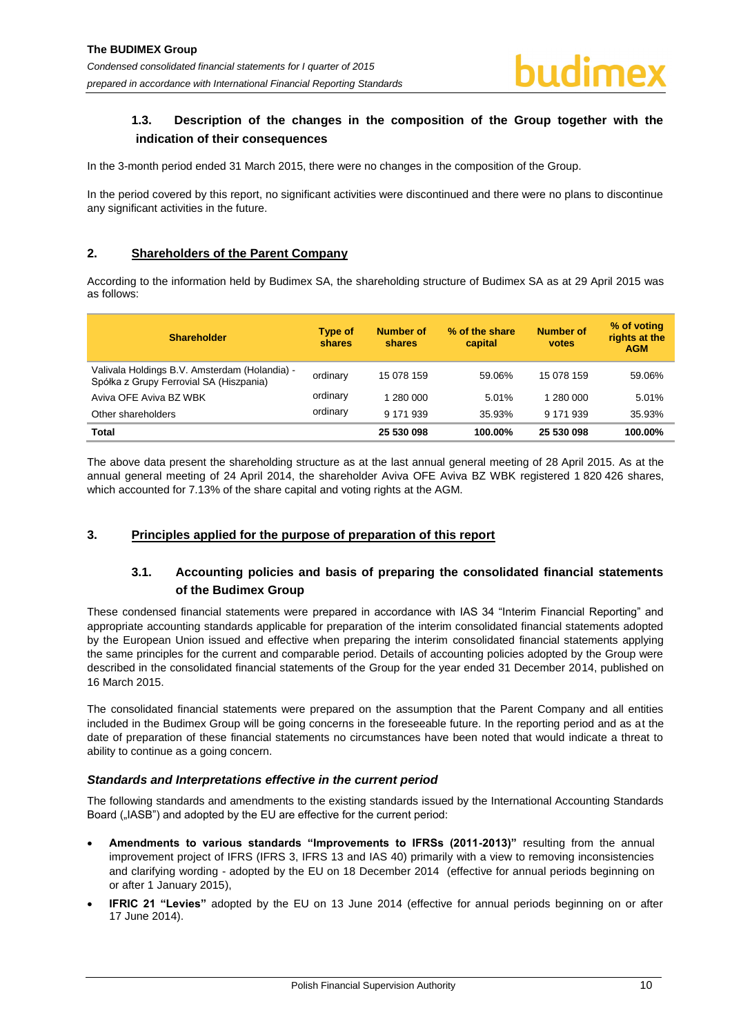## 1.3. Description of the changes in the composition of the Group together with the indication of their consequences

In the 3-month period ended 31 March 2015, there were no changes in the composition of the Group.

In the period covered by this report, no significant activities were discontinued and there were no plans to discontinue any significant activities in the future.

# 2. Shareholders of the Parent Company

According to the information held by Budimex SA, the shareholding structure of Budimex SA as at 29 April 2015 was as follows:

| Shareholder | Type of shares | Number of shares | % of the share capital | Number of votes | % of voting rights at the AGM |
|---|---|---|---|---|---|
| Valivala Holdings B.V. Amsterdam (Holandia) - Spółka z Grupy Ferrovial SA (Hiszpania) | ordinary | 15 078 159 | 59.06% | 15 078 159 | 59.06% |
| Aviva OFE Aviva BZ WBK | ordinary | 1 280 000 | 5.01% | 1 280 000 | 5.01% |
| Other shareholders | ordinary | 9 171 939 | 35.93% | 9 171 939 | 35.93% |
| **Total** | | **25 530 098** | **100.00%** | **25 530 098** | **100.00%** |

The above data present the shareholding structure as at the last annual general meeting of 28 April 2015. As at the annual general meeting of 24 April 2014, the shareholder Aviva OFE Aviva BZ WBK registered 1 820 426 shares, which accounted for 7.13% of the share capital and voting rights at the AGM.

# 3. Principles applied for the purpose of preparation of this report

## 3.1. Accounting policies and basis of preparing the consolidated financial statements of the Budimex Group

These condensed financial statements were prepared in accordance with IAS 34 "Interim Financial Reporting" and appropriate accounting standards applicable for preparation of the interim consolidated financial statements adopted by the European Union issued and effective when preparing the interim consolidated financial statements applying the same principles for the current and comparable period. Details of accounting policies adopted by the Group were described in the consolidated financial statements of the Group for the year ended 31 December 2014, published on 16 March 2015.

The consolidated financial statements were prepared on the assumption that the Parent Company and all entities included in the Budimex Group will be going concerns in the foreseeable future. In the reporting period and as at the date of preparation of these financial statements no circumstances have been noted that would indicate a threat to ability to continue as a going concern.

### *Standards and Interpretations effective in the current period*

The following standards and amendments to the existing standards issued by the International Accounting Standards Board („IASB") and adopted by the EU are effective for the current period:

- **Amendments to various standards "Improvements to IFRSs (2011-2013)"** resulting from the annual improvement project of IFRS (IFRS 3, IFRS 13 and IAS 40) primarily with a view to removing inconsistencies and clarifying wording - adopted by the EU on 18 December 2014 (effective for annual periods beginning on or after 1 January 2015),
- **IFRIC 21 "Levies"** adopted by the EU on 13 June 2014 (effective for annual periods beginning on or after 17 June 2014).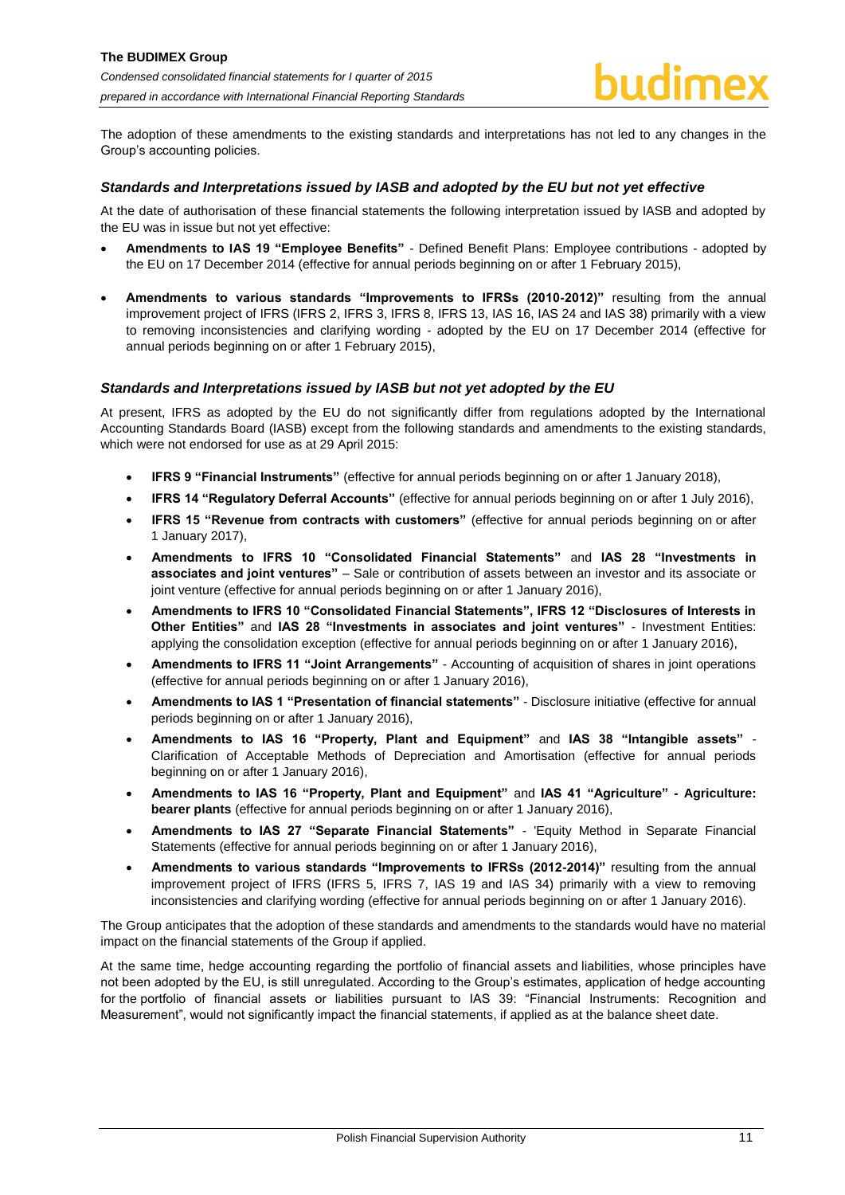The adoption of these amendments to the existing standards and interpretations has not led to any changes in the Group's accounting policies.

### *Standards and Interpretations issued by IASB and adopted by the EU but not yet effective*

At the date of authorisation of these financial statements the following interpretation issued by IASB and adopted by the EU was in issue but not yet effective:

- **Amendments to IAS 19 "Employee Benefits"** - Defined Benefit Plans: Employee contributions - adopted by the EU on 17 December 2014 (effective for annual periods beginning on or after 1 February 2015),
- **Amendments to various standards "Improvements to IFRSs (2010-2012)"** resulting from the annual improvement project of IFRS (IFRS 2, IFRS 3, IFRS 8, IFRS 13, IAS 16, IAS 24 and IAS 38) primarily with a view to removing inconsistencies and clarifying wording - adopted by the EU on 17 December 2014 (effective for annual periods beginning on or after 1 February 2015),

### *Standards and Interpretations issued by IASB but not yet adopted by the EU*

At present, IFRS as adopted by the EU do not significantly differ from regulations adopted by the International Accounting Standards Board (IASB) except from the following standards and amendments to the existing standards, which were not endorsed for use as at 29 April 2015:

- **IFRS 9 "Financial Instruments"** (effective for annual periods beginning on or after 1 January 2018),
- **IFRS 14 "Regulatory Deferral Accounts"** (effective for annual periods beginning on or after 1 July 2016),
- **IFRS 15 "Revenue from contracts with customers"** (effective for annual periods beginning on or after 1 January 2017),
- **Amendments to IFRS 10 "Consolidated Financial Statements"** and **IAS 28 "Investments in associates and joint ventures"** – Sale or contribution of assets between an investor and its associate or joint venture (effective for annual periods beginning on or after 1 January 2016),
- **Amendments to IFRS 10 "Consolidated Financial Statements", IFRS 12 "Disclosures of Interests in Other Entities"** and **IAS 28 "Investments in associates and joint ventures"** - Investment Entities: applying the consolidation exception (effective for annual periods beginning on or after 1 January 2016),
- **Amendments to IFRS 11 "Joint Arrangements"** - Accounting of acquisition of shares in joint operations (effective for annual periods beginning on or after 1 January 2016),
- **Amendments to IAS 1 "Presentation of financial statements"** - Disclosure initiative (effective for annual periods beginning on or after 1 January 2016),
- **Amendments to IAS 16 "Property, Plant and Equipment"** and **IAS 38 "Intangible assets"** - Clarification of Acceptable Methods of Depreciation and Amortisation (effective for annual periods beginning on or after 1 January 2016),
- **Amendments to IAS 16 "Property, Plant and Equipment"** and **IAS 41 "Agriculture" - Agriculture: bearer plants** (effective for annual periods beginning on or after 1 January 2016),
- **Amendments to IAS 27 "Separate Financial Statements"** - 'Equity Method in Separate Financial Statements (effective for annual periods beginning on or after 1 January 2016),
- **Amendments to various standards "Improvements to IFRSs (2012-2014)"** resulting from the annual improvement project of IFRS (IFRS 5, IFRS 7, IAS 19 and IAS 34) primarily with a view to removing inconsistencies and clarifying wording (effective for annual periods beginning on or after 1 January 2016).

The Group anticipates that the adoption of these standards and amendments to the standards would have no material impact on the financial statements of the Group if applied.

At the same time, hedge accounting regarding the portfolio of financial assets and liabilities, whose principles have not been adopted by the EU, is still unregulated. According to the Group's estimates, application of hedge accounting for the portfolio of financial assets or liabilities pursuant to IAS 39: "Financial Instruments: Recognition and Measurement", would not significantly impact the financial statements, if applied as at the balance sheet date.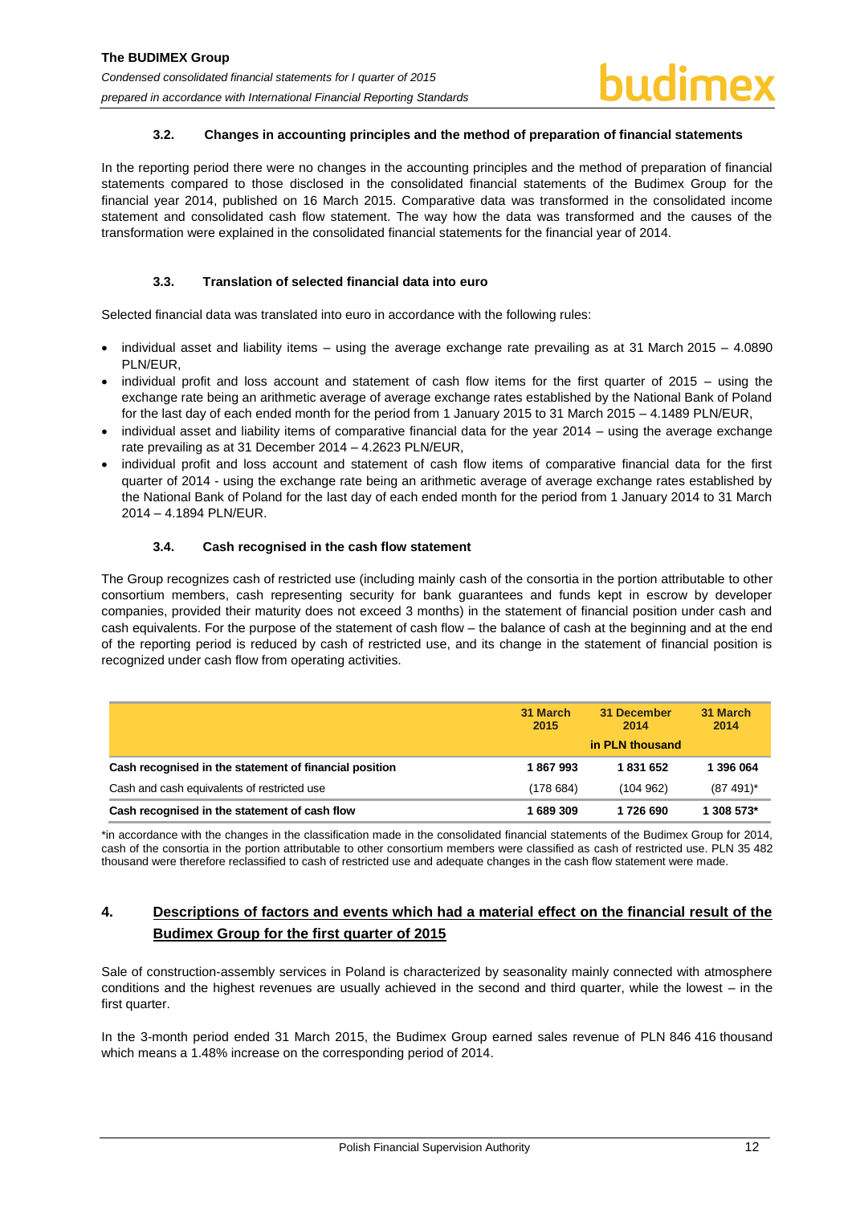### 3.2. Changes in accounting principles and the method of preparation of financial statements

In the reporting period there were no changes in the accounting principles and the method of preparation of financial statements compared to those disclosed in the consolidated financial statements of the Budimex Group for the financial year 2014, published on 16 March 2015. Comparative data was transformed in the consolidated income statement and consolidated cash flow statement. The way how the data was transformed and the causes of the transformation were explained in the consolidated financial statements for the financial year of 2014.

### 3.3. Translation of selected financial data into euro

Selected financial data was translated into euro in accordance with the following rules:

- individual asset and liability items – using the average exchange rate prevailing as at 31 March 2015 – 4.0890 PLN/EUR,
- individual profit and loss account and statement of cash flow items for the first quarter of 2015 – using the exchange rate being an arithmetic average of average exchange rates established by the National Bank of Poland for the last day of each ended month for the period from 1 January 2015 to 31 March 2015 – 4.1489 PLN/EUR,
- individual asset and liability items of comparative financial data for the year 2014 – using the average exchange rate prevailing as at 31 December 2014 – 4.2623 PLN/EUR,
- individual profit and loss account and statement of cash flow items of comparative financial data for the first quarter of 2014 - using the exchange rate being an arithmetic average of average exchange rates established by the National Bank of Poland for the last day of each ended month for the period from 1 January 2014 to 31 March 2014 – 4.1894 PLN/EUR.

### 3.4. Cash recognised in the cash flow statement

The Group recognizes cash of restricted use (including mainly cash of the consortia in the portion attributable to other consortium members, cash representing security for bank guarantees and funds kept in escrow by developer companies, provided their maturity does not exceed 3 months) in the statement of financial position under cash and cash equivalents. For the purpose of the statement of cash flow – the balance of cash at the beginning and at the end of the reporting period is reduced by cash of restricted use, and its change in the statement of financial position is recognized under cash flow from operating activities.

| | 31 March 2015 | 31 December 2014 | 31 March 2014 |
|---|---|---|---|
| | | in PLN thousand | |
| **Cash recognised in the statement of financial position** | **1 867 993** | **1 831 652** | **1 396 064** |
| Cash and cash equivalents of restricted use | (178 684) | (104 962) | (87 491)* |
| **Cash recognised in the statement of cash flow** | **1 689 309** | **1 726 690** | **1 308 573*** |

*in accordance with the changes in the classification made in the consolidated financial statements of the Budimex Group for 2014, cash of the consortia in the portion attributable to other consortium members were classified as cash of restricted use. PLN 35 482 thousand were therefore reclassified to cash of restricted use and adequate changes in the cash flow statement were made.

## 4. Descriptions of factors and events which had a material effect on the financial result of the Budimex Group for the first quarter of 2015

Sale of construction-assembly services in Poland is characterized by seasonality mainly connected with atmosphere conditions and the highest revenues are usually achieved in the second and third quarter, while the lowest – in the first quarter.

In the 3-month period ended 31 March 2015, the Budimex Group earned sales revenue of PLN 846 416 thousand which means a 1.48% increase on the corresponding period of 2014.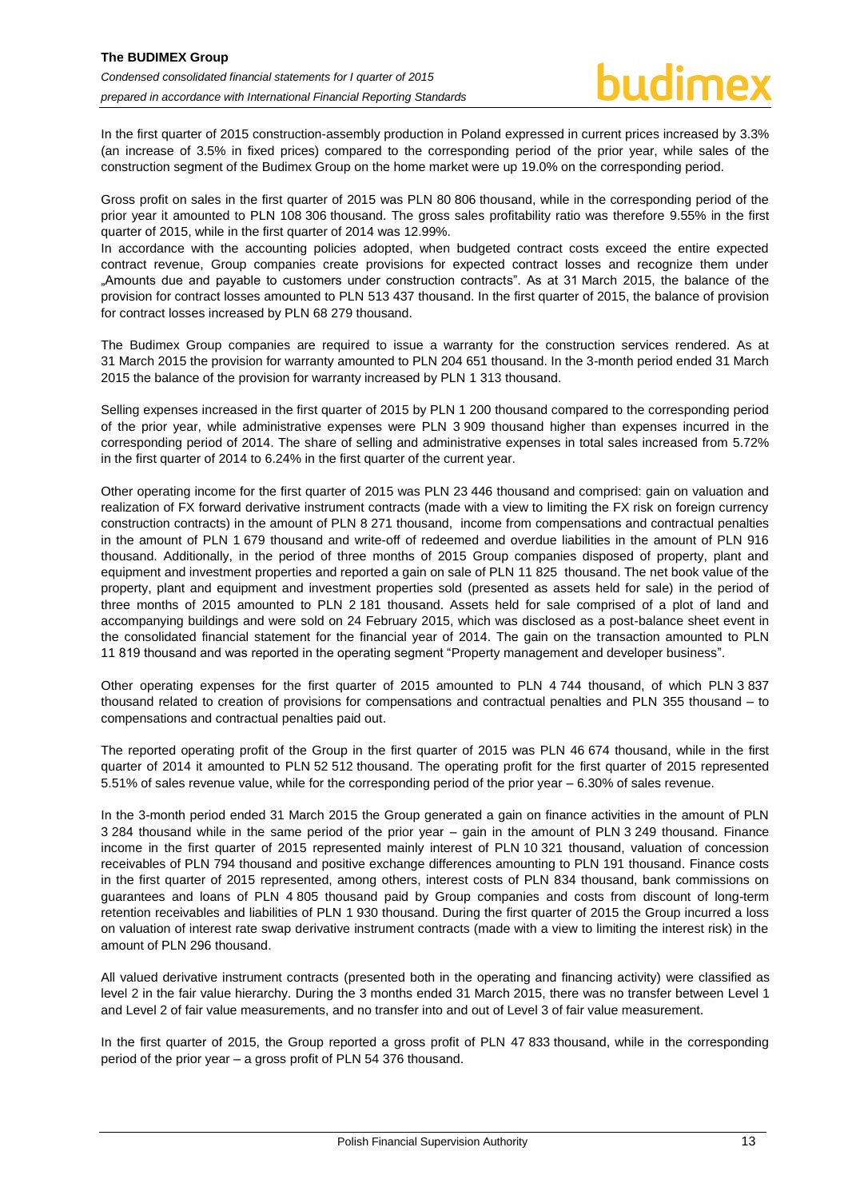In the first quarter of 2015 construction-assembly production in Poland expressed in current prices increased by 3.3% (an increase of 3.5% in fixed prices) compared to the corresponding period of the prior year, while sales of the construction segment of the Budimex Group on the home market were up 19.0% on the corresponding period.

Gross profit on sales in the first quarter of 2015 was PLN 80 806 thousand, while in the corresponding period of the prior year it amounted to PLN 108 306 thousand. The gross sales profitability ratio was therefore 9.55% in the first quarter of 2015, while in the first quarter of 2014 was 12.99%.

In accordance with the accounting policies adopted, when budgeted contract costs exceed the entire expected contract revenue, Group companies create provisions for expected contract losses and recognize them under „Amounts due and payable to customers under construction contracts". As at 31 March 2015, the balance of the provision for contract losses amounted to PLN 513 437 thousand. In the first quarter of 2015, the balance of provision for contract losses increased by PLN 68 279 thousand.

The Budimex Group companies are required to issue a warranty for the construction services rendered. As at 31 March 2015 the provision for warranty amounted to PLN 204 651 thousand. In the 3-month period ended 31 March 2015 the balance of the provision for warranty increased by PLN 1 313 thousand.

Selling expenses increased in the first quarter of 2015 by PLN 1 200 thousand compared to the corresponding period of the prior year, while administrative expenses were PLN 3 909 thousand higher than expenses incurred in the corresponding period of 2014. The share of selling and administrative expenses in total sales increased from 5.72% in the first quarter of 2014 to 6.24% in the first quarter of the current year.

Other operating income for the first quarter of 2015 was PLN 23 446 thousand and comprised: gain on valuation and realization of FX forward derivative instrument contracts (made with a view to limiting the FX risk on foreign currency construction contracts) in the amount of PLN 8 271 thousand, income from compensations and contractual penalties in the amount of PLN 1 679 thousand and write-off of redeemed and overdue liabilities in the amount of PLN 916 thousand. Additionally, in the period of three months of 2015 Group companies disposed of property, plant and equipment and investment properties and reported a gain on sale of PLN 11 825 thousand. The net book value of the property, plant and equipment and investment properties sold (presented as assets held for sale) in the period of three months of 2015 amounted to PLN 2 181 thousand. Assets held for sale comprised of a plot of land and accompanying buildings and were sold on 24 February 2015, which was disclosed as a post-balance sheet event in the consolidated financial statement for the financial year of 2014. The gain on the transaction amounted to PLN 11 819 thousand and was reported in the operating segment "Property management and developer business".

Other operating expenses for the first quarter of 2015 amounted to PLN 4 744 thousand, of which PLN 3 837 thousand related to creation of provisions for compensations and contractual penalties and PLN 355 thousand – to compensations and contractual penalties paid out.

The reported operating profit of the Group in the first quarter of 2015 was PLN 46 674 thousand, while in the first quarter of 2014 it amounted to PLN 52 512 thousand. The operating profit for the first quarter of 2015 represented 5.51% of sales revenue value, while for the corresponding period of the prior year – 6.30% of sales revenue.

In the 3-month period ended 31 March 2015 the Group generated a gain on finance activities in the amount of PLN 3 284 thousand while in the same period of the prior year – gain in the amount of PLN 3 249 thousand. Finance income in the first quarter of 2015 represented mainly interest of PLN 10 321 thousand, valuation of concession receivables of PLN 794 thousand and positive exchange differences amounting to PLN 191 thousand. Finance costs in the first quarter of 2015 represented, among others, interest costs of PLN 834 thousand, bank commissions on guarantees and loans of PLN 4 805 thousand paid by Group companies and costs from discount of long-term retention receivables and liabilities of PLN 1 930 thousand. During the first quarter of 2015 the Group incurred a loss on valuation of interest rate swap derivative instrument contracts (made with a view to limiting the interest risk) in the amount of PLN 296 thousand.

All valued derivative instrument contracts (presented both in the operating and financing activity) were classified as level 2 in the fair value hierarchy. During the 3 months ended 31 March 2015, there was no transfer between Level 1 and Level 2 of fair value measurements, and no transfer into and out of Level 3 of fair value measurement.

In the first quarter of 2015, the Group reported a gross profit of PLN 47 833 thousand, while in the corresponding period of the prior year – a gross profit of PLN 54 376 thousand.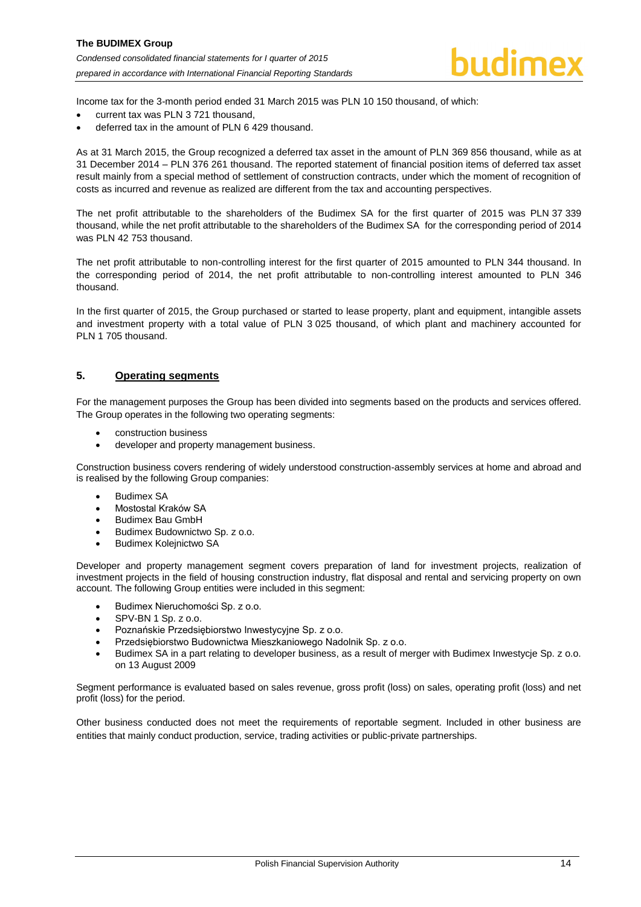Income tax for the 3-month period ended 31 March 2015 was PLN 10 150 thousand, of which:

- current tax was PLN 3 721 thousand,
- deferred tax in the amount of PLN 6 429 thousand.

As at 31 March 2015, the Group recognized a deferred tax asset in the amount of PLN 369 856 thousand, while as at 31 December 2014 – PLN 376 261 thousand. The reported statement of financial position items of deferred tax asset result mainly from a special method of settlement of construction contracts, under which the moment of recognition of costs as incurred and revenue as realized are different from the tax and accounting perspectives.

The net profit attributable to the shareholders of the Budimex SA for the first quarter of 2015 was PLN 37 339 thousand, while the net profit attributable to the shareholders of the Budimex SA for the corresponding period of 2014 was PLN 42 753 thousand.

The net profit attributable to non-controlling interest for the first quarter of 2015 amounted to PLN 344 thousand. In the corresponding period of 2014, the net profit attributable to non-controlling interest amounted to PLN 346 thousand.

In the first quarter of 2015, the Group purchased or started to lease property, plant and equipment, intangible assets and investment property with a total value of PLN 3 025 thousand, of which plant and machinery accounted for PLN 1 705 thousand.

## 5. Operating segments

For the management purposes the Group has been divided into segments based on the products and services offered. The Group operates in the following two operating segments:

- construction business
- developer and property management business.

Construction business covers rendering of widely understood construction-assembly services at home and abroad and is realised by the following Group companies:

- Budimex SA
- Mostostal Kraków SA
- Budimex Bau GmbH
- Budimex Budownictwo Sp. z o.o.
- Budimex Kolejnictwo SA

Developer and property management segment covers preparation of land for investment projects, realization of investment projects in the field of housing construction industry, flat disposal and rental and servicing property on own account. The following Group entities were included in this segment:

- Budimex Nieruchomości Sp. z o.o.
- SPV-BN 1 Sp. z o.o.
- Poznańskie Przedsiębiorstwo Inwestycyjne Sp. z o.o.
- Przedsiębiorstwo Budownictwa Mieszkaniowego Nadolnik Sp. z o.o.
- Budimex SA in a part relating to developer business, as a result of merger with Budimex Inwestycje Sp. z o.o. on 13 August 2009

Segment performance is evaluated based on sales revenue, gross profit (loss) on sales, operating profit (loss) and net profit (loss) for the period.

Other business conducted does not meet the requirements of reportable segment. Included in other business are entities that mainly conduct production, service, trading activities or public-private partnerships.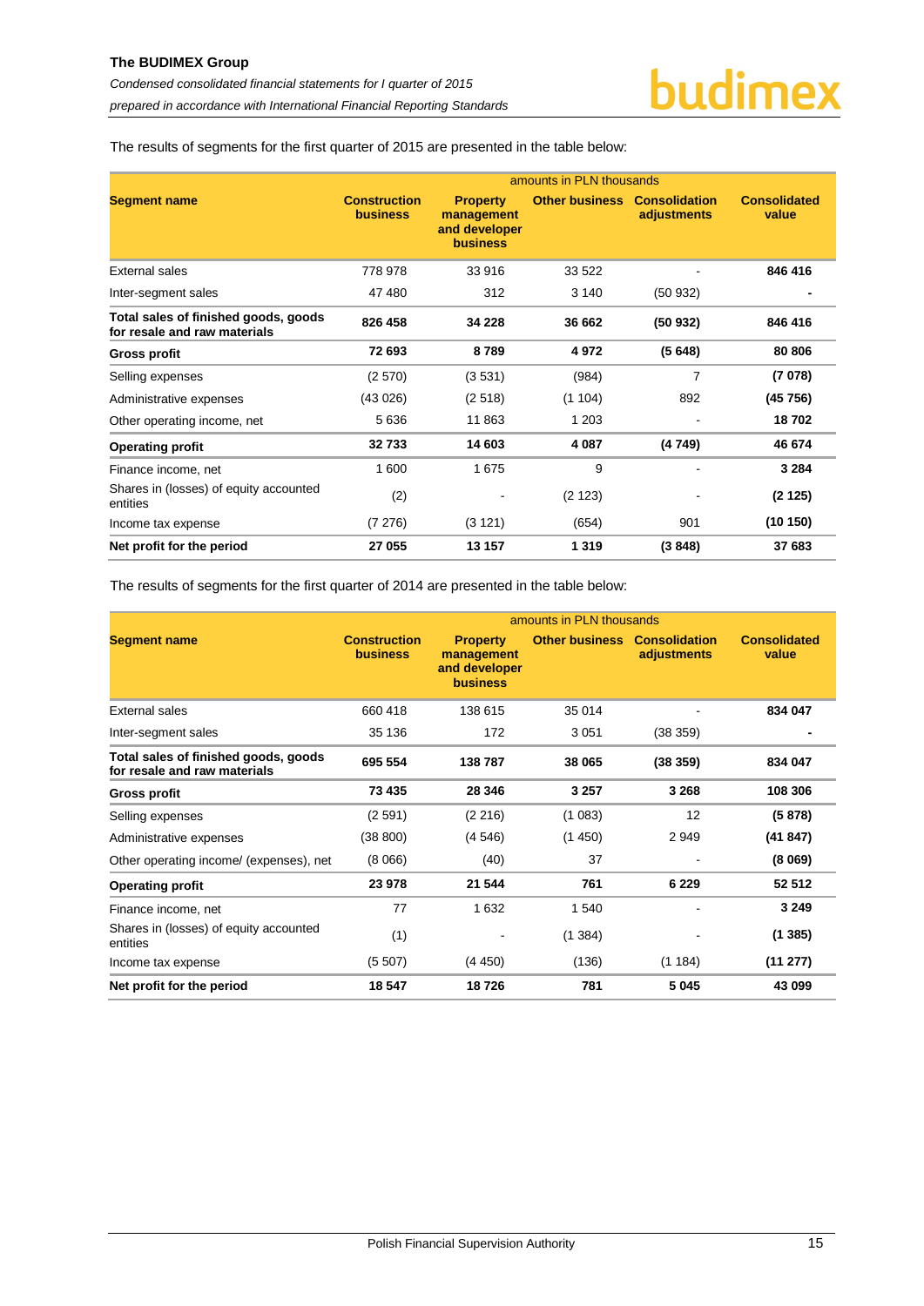The results of segments for the first quarter of 2015 are presented in the table below:

| Segment name | amounts in PLN thousands | | | | |
|---|---|---|---|---|---|
| | **Construction business** | **Property management and developer business** | **Other business** | **Consolidation adjustments** | **Consolidated value** |
| External sales | 778 978 | 33 916 | 33 522 | - | **846 416** |
| Inter-segment sales | 47 480 | 312 | 3 140 | (50 932) | **-** |
| **Total sales of finished goods, goods for resale and raw materials** | **826 458** | **34 228** | **36 662** | **(50 932)** | **846 416** |
| **Gross profit** | **72 693** | **8 789** | **4 972** | **(5 648)** | **80 806** |
| Selling expenses | (2 570) | (3 531) | (984) | 7 | **(7 078)** |
| Administrative expenses | (43 026) | (2 518) | (1 104) | 892 | **(45 756)** |
| Other operating income, net | 5 636 | 11 863 | 1 203 | - | **18 702** |
| **Operating profit** | **32 733** | **14 603** | **4 087** | **(4 749)** | **46 674** |
| Finance income, net | 1 600 | 1 675 | 9 | - | **3 284** |
| Shares in (losses) of equity accounted entities | (2) | - | (2 123) | - | **(2 125)** |
| Income tax expense | (7 276) | (3 121) | (654) | 901 | **(10 150)** |
| **Net profit for the period** | **27 055** | **13 157** | **1 319** | **(3 848)** | **37 683** |

The results of segments for the first quarter of 2014 are presented in the table below:

| Segment name | amounts in PLN thousands | | | | |
|---|---|---|---|---|---|
| | **Construction business** | **Property management and developer business** | **Other business** | **Consolidation adjustments** | **Consolidated value** |
| External sales | 660 418 | 138 615 | 35 014 | - | **834 047** |
| Inter-segment sales | 35 136 | 172 | 3 051 | (38 359) | **-** |
| **Total sales of finished goods, goods for resale and raw materials** | **695 554** | **138 787** | **38 065** | **(38 359)** | **834 047** |
| **Gross profit** | **73 435** | **28 346** | **3 257** | **3 268** | **108 306** |
| Selling expenses | (2 591) | (2 216) | (1 083) | 12 | **(5 878)** |
| Administrative expenses | (38 800) | (4 546) | (1 450) | 2 949 | **(41 847)** |
| Other operating income/ (expenses), net | (8 066) | (40) | 37 | - | **(8 069)** |
| **Operating profit** | **23 978** | **21 544** | **761** | **6 229** | **52 512** |
| Finance income, net | 77 | 1 632 | 1 540 | - | **3 249** |
| Shares in (losses) of equity accounted entities | (1) | - | (1 384) | - | **(1 385)** |
| Income tax expense | (5 507) | (4 450) | (136) | (1 184) | **(11 277)** |
| **Net profit for the period** | **18 547** | **18 726** | **781** | **5 045** | **43 099** |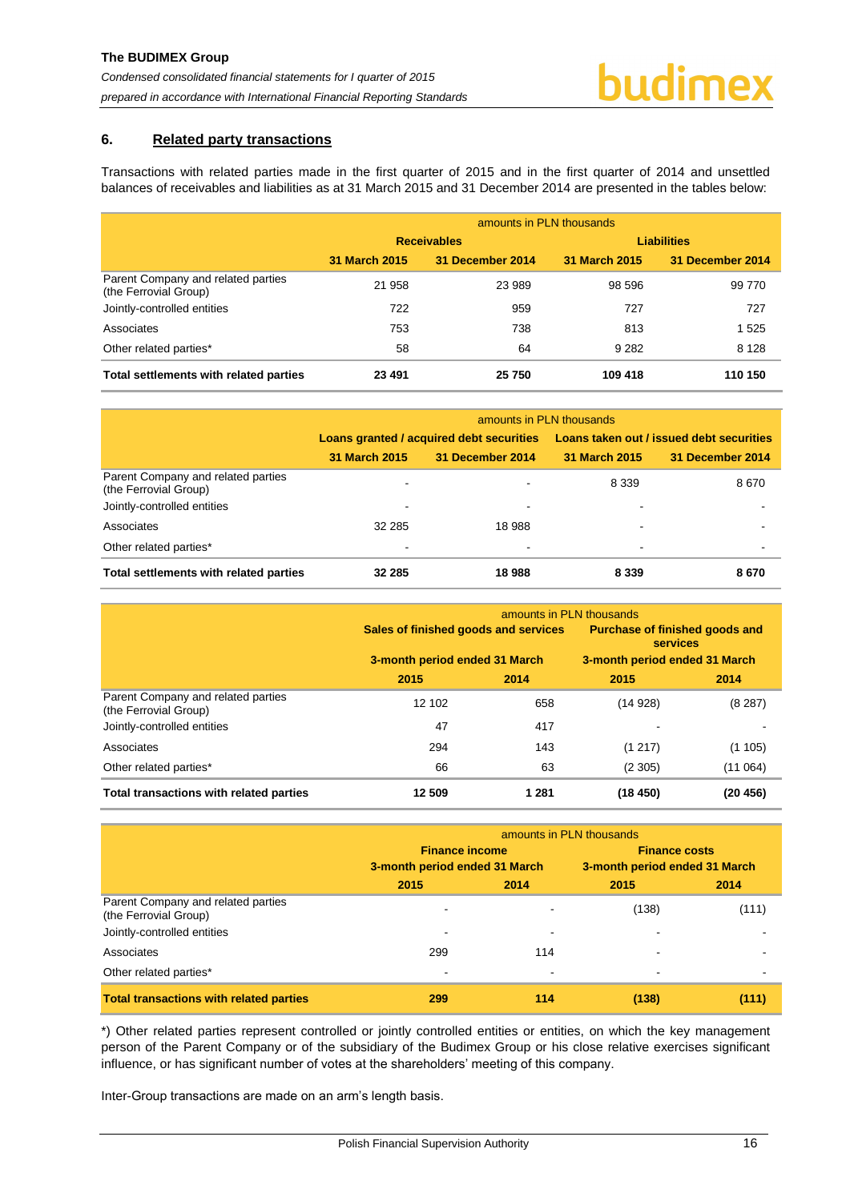## 6. Related party transactions

Transactions with related parties made in the first quarter of 2015 and in the first quarter of 2014 and unsettled balances of receivables and liabilities as at 31 March 2015 and 31 December 2014 are presented in the tables below:

| | amounts in PLN thousands | | | |
|---|---|---|---|---|
| | **Receivables** | | **Liabilities** | |
| | **31 March 2015** | **31 December 2014** | **31 March 2015** | **31 December 2014** |
| Parent Company and related parties (the Ferrovial Group) | 21 958 | 23 989 | 98 596 | 99 770 |
| Jointly-controlled entities | 722 | 959 | 727 | 727 |
| Associates | 753 | 738 | 813 | 1 525 |
| Other related parties* | 58 | 64 | 9 282 | 8 128 |
| **Total settlements with related parties** | **23 491** | **25 750** | **109 418** | **110 150** |

| | amounts in PLN thousands | | | |
|---|---|---|---|---|
| | **Loans granted / acquired debt securities** | | **Loans taken out / issued debt securities** | |
| | **31 March 2015** | **31 December 2014** | **31 March 2015** | **31 December 2014** |
| Parent Company and related parties (the Ferrovial Group) | - | - | 8 339 | 8 670 |
| Jointly-controlled entities | - | - | - | - |
| Associates | 32 285 | 18 988 | - | - |
| Other related parties* | - | - | - | - |
| **Total settlements with related parties** | **32 285** | **18 988** | **8 339** | **8 670** |

| | amounts in PLN thousands | | | |
|---|---|---|---|---|
| | **Sales of finished goods and services** | | **Purchase of finished goods and services** | |
| | **3-month period ended 31 March** | | **3-month period ended 31 March** | |
| | **2015** | **2014** | **2015** | **2014** |
| Parent Company and related parties (the Ferrovial Group) | 12 102 | 658 | (14 928) | (8 287) |
| Jointly-controlled entities | 47 | 417 | - | - |
| Associates | 294 | 143 | (1 217) | (1 105) |
| Other related parties* | 66 | 63 | (2 305) | (11 064) |
| **Total transactions with related parties** | **12 509** | **1 281** | **(18 450)** | **(20 456)** |

| | amounts in PLN thousands | | | |
|---|---|---|---|---|
| | **Finance income** | | **Finance costs** | |
| | **3-month period ended 31 March** | | **3-month period ended 31 March** | |
| | **2015** | **2014** | **2015** | **2014** |
| Parent Company and related parties (the Ferrovial Group) | - | - | (138) | (111) |
| Jointly-controlled entities | - | - | - | - |
| Associates | 299 | 114 | - | - |
| Other related parties* | - | - | - | - |
| **Total transactions with related parties** | **299** | **114** | **(138)** | **(111)** |

*) Other related parties represent controlled or jointly controlled entities or entities, on which the key management person of the Parent Company or of the subsidiary of the Budimex Group or his close relative exercises significant influence, or has significant number of votes at the shareholders' meeting of this company.

Inter-Group transactions are made on an arm's length basis.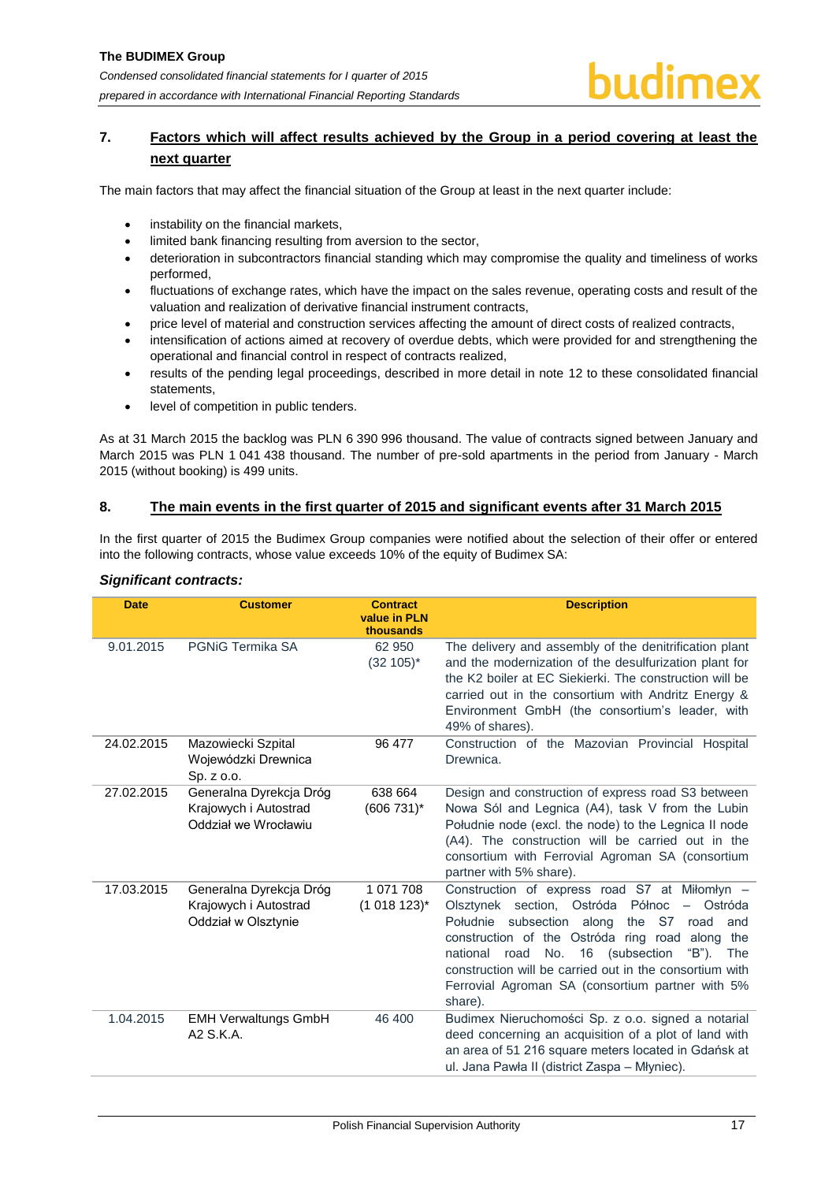## 7. Factors which will affect results achieved by the Group in a period covering at least the next quarter

The main factors that may affect the financial situation of the Group at least in the next quarter include:

- instability on the financial markets,
- limited bank financing resulting from aversion to the sector,
- deterioration in subcontractors financial standing which may compromise the quality and timeliness of works performed,
- fluctuations of exchange rates, which have the impact on the sales revenue, operating costs and result of the valuation and realization of derivative financial instrument contracts,
- price level of material and construction services affecting the amount of direct costs of realized contracts,
- intensification of actions aimed at recovery of overdue debts, which were provided for and strengthening the operational and financial control in respect of contracts realized,
- results of the pending legal proceedings, described in more detail in note 12 to these consolidated financial statements,
- level of competition in public tenders.

As at 31 March 2015 the backlog was PLN 6 390 996 thousand. The value of contracts signed between January and March 2015 was PLN 1 041 438 thousand. The number of pre-sold apartments in the period from January - March 2015 (without booking) is 499 units.

## 8. The main events in the first quarter of 2015 and significant events after 31 March 2015

In the first quarter of 2015 the Budimex Group companies were notified about the selection of their offer or entered into the following contracts, whose value exceeds 10% of the equity of Budimex SA:

***Significant contracts:***

| Date | Customer | Contract value in PLN thousands | Description |
|---|---|---|---|
| 9.01.2015 | PGNiG Termika SA | 62 950 (32 105)* | The delivery and assembly of the denitrification plant and the modernization of the desulfurization plant for the K2 boiler at EC Siekierki. The construction will be carried out in the consortium with Andritz Energy & Environment GmbH (the consortium's leader, with 49% of shares). |
| 24.02.2015 | Mazowiecki Szpital Wojewódzki Drewnica Sp. z o.o. | 96 477 | Construction of the Mazovian Provincial Hospital Drewnica. |
| 27.02.2015 | Generalna Dyrekcja Dróg Krajowych i Autostrad Oddział we Wrocławiu | 638 664 (606 731)* | Design and construction of express road S3 between Nowa Sól and Legnica (A4), task V from the Lubin Południe node (excl. the node) to the Legnica II node (A4). The construction will be carried out in the consortium with Ferrovial Agroman SA (consortium partner with 5% share). |
| 17.03.2015 | Generalna Dyrekcja Dróg Krajowych i Autostrad Oddział w Olsztynie | 1 071 708 (1 018 123)* | Construction of express road S7 at Miłomłyn – Olsztynek section, Ostróda Północ – Ostróda Południe subsection along the S7 road and construction of the Ostróda ring road along the national road No. 16 (subsection "B"). The construction will be carried out in the consortium with Ferrovial Agroman SA (consortium partner with 5% share). |
| 1.04.2015 | EMH Verwaltungs GmbH A2 S.K.A. | 46 400 | Budimex Nieruchomości Sp. z o.o. signed a notarial deed concerning an acquisition of a plot of land with an area of 51 216 square meters located in Gdańsk at ul. Jana Pawła II (district Zaspa – Młyniec). |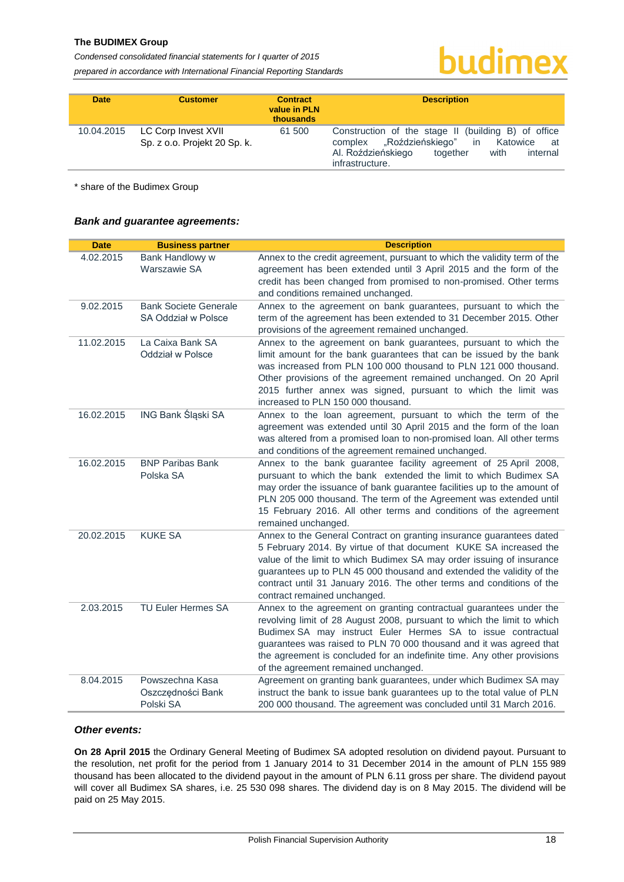| Date | Customer | Contract value in PLN thousands | Description |
|---|---|---|---|
| 10.04.2015 | LC Corp Invest XVII Sp. z o.o. Projekt 20 Sp. k. | 61 500 | Construction of the stage II (building B) of office complex „Roździeńskiego" in Katowice at Al. Roździeńskiego together with internal infrastructure. |

\* share of the Budimex Group

***Bank and guarantee agreements:***

| Date | Business partner | Description |
|---|---|---|
| 4.02.2015 | Bank Handlowy w Warszawie SA | Annex to the credit agreement, pursuant to which the validity term of the agreement has been extended until 3 April 2015 and the form of the credit has been changed from promised to non-promised. Other terms and conditions remained unchanged. |
| 9.02.2015 | Bank Societe Generale SA Oddział w Polsce | Annex to the agreement on bank guarantees, pursuant to which the term of the agreement has been extended to 31 December 2015. Other provisions of the agreement remained unchanged. |
| 11.02.2015 | La Caixa Bank SA Oddział w Polsce | Annex to the agreement on bank guarantees, pursuant to which the limit amount for the bank guarantees that can be issued by the bank was increased from PLN 100 000 thousand to PLN 121 000 thousand. Other provisions of the agreement remained unchanged. On 20 April 2015 further annex was signed, pursuant to which the limit was increased to PLN 150 000 thousand. |
| 16.02.2015 | ING Bank Śląski SA | Annex to the loan agreement, pursuant to which the term of the agreement was extended until 30 April 2015 and the form of the loan was altered from a promised loan to non-promised loan. All other terms and conditions of the agreement remained unchanged. |
| 16.02.2015 | BNP Paribas Bank Polska SA | Annex the bank guarantee facility agreement of 25 April 2008, pursuant to which the bank extended the limit to which Budimex SA may order the issuance of bank guarantee facilities up to the amount of PLN 205 000 thousand. The term of the Agreement was extended until 15 February 2016. All other terms and conditions of the agreement remained unchanged. |
| 20.02.2015 | KUKE SA | Annex to the General Contract on granting insurance guarantees dated 5 February 2014. By virtue of that document KUKE SA increased the value of the limit to which Budimex SA may order issuing of insurance guarantees up to PLN 45 000 thousand and extended the validity of the contract until 31 January 2016. The other terms and conditions of the contract remained unchanged. |
| 2.03.2015 | TU Euler Hermes SA | Annex to the agreement on granting contractual guarantees under the revolving limit of 28 August 2008, pursuant to which the limit to which Budimex SA may instruct Euler Hermes SA to issue contractual guarantees was raised to PLN 70 000 thousand and it was agreed that the agreement is concluded for an indefinite time. Any other provisions of the agreement remained unchanged. |
| 8.04.2015 | Powszechna Kasa Oszczędności Bank Polski SA | Agreement on granting bank guarantees, under which Budimex SA may instruct the bank to issue bank guarantees up to the total value of PLN 200 000 thousand. The agreement was concluded until 31 March 2016. |

***Other events:***

**On 28 April 2015** the Ordinary General Meeting of Budimex SA adopted resolution on dividend payout. Pursuant to the resolution, net profit for the period from 1 January 2014 to 31 December 2014 in the amount of PLN 155 989 thousand has been allocated to the dividend payout in the amount of PLN 6.11 gross per share. The dividend payout will cover all Budimex SA shares, i.e. 25 530 098 shares. The dividend day is on 8 May 2015. The dividend will be paid on 25 May 2015.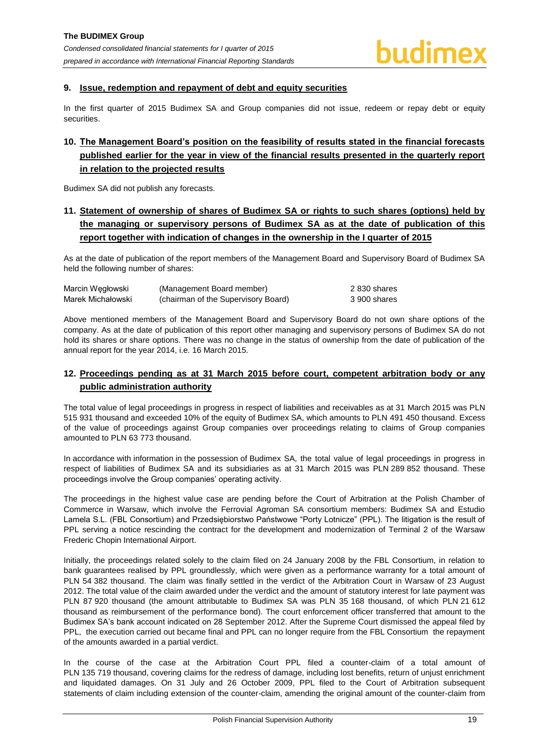## 9. Issue, redemption and repayment of debt and equity securities

In the first quarter of 2015 Budimex SA and Group companies did not issue, redeem or repay debt or equity securities.

## 10. The Management Board's position on the feasibility of results stated in the financial forecasts published earlier for the year in view of the financial results presented in the quarterly report in relation to the projected results

Budimex SA did not publish any forecasts.

## 11. Statement of ownership of shares of Budimex SA or rights to such shares (options) held by the managing or supervisory persons of Budimex SA as at the date of publication of this report together with indication of changes in the ownership in the I quarter of 2015

As at the date of publication of the report members of the Management Board and Supervisory Board of Budimex SA held the following number of shares:

| | | |
|---|---|---|
| Marcin Węgłowski | (Management Board member) | 2 830 shares |
| Marek Michałowski | (chairman of the Supervisory Board) | 3 900 shares |

Above mentioned members of the Management Board and Supervisory Board do not own share options of the company. As at the date of publication of this report other managing and supervisory persons of Budimex SA do not hold its shares or share options. There was no change in the status of ownership from the date of publication of the annual report for the year 2014, i.e. 16 March 2015.

## 12. Proceedings pending as at 31 March 2015 before court, competent arbitration body or any public administration authority

The total value of legal proceedings in progress in respect of liabilities and receivables as at 31 March 2015 was PLN 515 931 thousand and exceeded 10% of the equity of Budimex SA, which amounts to PLN 491 450 thousand. Excess of the value of proceedings against Group companies over proceedings relating to claims of Group companies amounted to PLN 63 773 thousand.

In accordance with information in the possession of Budimex SA, the total value of legal proceedings in progress in respect of liabilities of Budimex SA and its subsidiaries as at 31 March 2015 was PLN 289 852 thousand. These proceedings involve the Group companies' operating activity.

The proceedings in the highest value case are pending before the Court of Arbitration at the Polish Chamber of Commerce in Warsaw, which involve the Ferrovial Agroman SA consortium members: Budimex SA and Estudio Lamela S.L. (FBL Consortium) and Przedsiębiorstwo Państwowe "Porty Lotnicze" (PPL). The litigation is the result of PPL serving a notice rescinding the contract for the development and modernization of Terminal 2 of the Warsaw Frederic Chopin International Airport.

Initially, the proceedings related solely to the claim filed on 24 January 2008 by the FBL Consortium, in relation to bank guarantees realised by PPL groundlessly, which were given as a performance warranty for a total amount of PLN 54 382 thousand. The claim was finally settled in the verdict of the Arbitration Court in Warsaw of 23 August 2012. The total value of the claim awarded under the verdict and the amount of statutory interest for late payment was PLN 87 920 thousand (the amount attributable to Budimex SA was PLN 35 168 thousand, of which PLN 21 612 thousand as reimbursement of the performance bond). The court enforcement officer transferred that amount to the Budimex SA's bank account indicated on 28 September 2012. After the Supreme Court dismissed the appeal filed by PPL, the execution carried out became final and PPL can no longer require from the FBL Consortium the repayment of the amounts awarded in a partial verdict.

In the course of the case at the Arbitration Court PPL filed a counter-claim of a total amount of PLN 135 719 thousand, covering claims for the redress of damage, including lost benefits, return of unjust enrichment and liquidated damages. On 31 July and 26 October 2009, PPL filed to the Court of Arbitration subsequent statements of claim including extension of the counter-claim, amending the original amount of the counter-claim from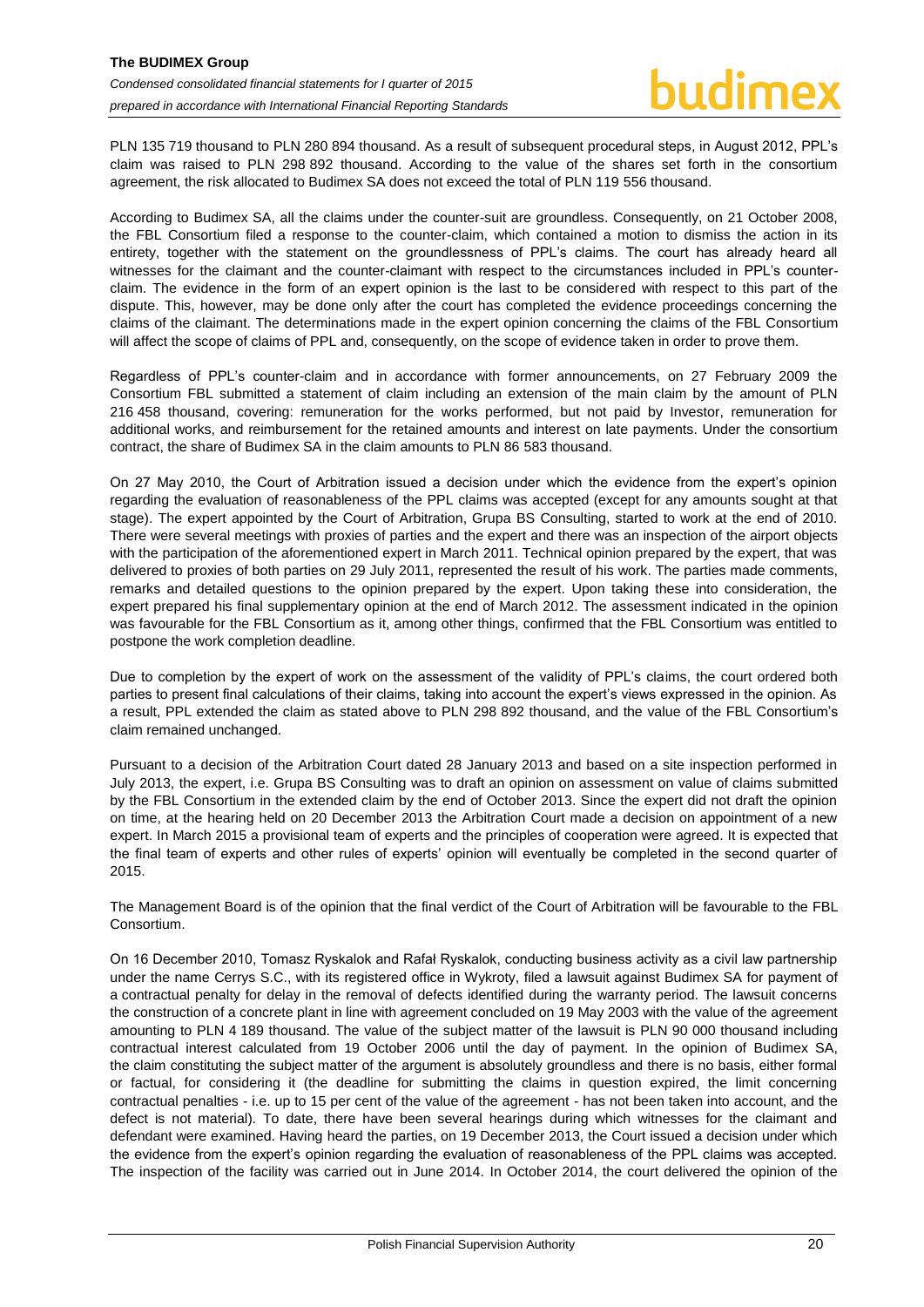PLN 135 719 thousand to PLN 280 894 thousand. As a result of subsequent procedural steps, in August 2012, PPL's claim was raised to PLN 298 892 thousand. According to the value of the shares set forth in the consortium agreement, the risk allocated to Budimex SA does not exceed the total of PLN 119 556 thousand.

According to Budimex SA, all the claims under the counter-suit are groundless. Consequently, on 21 October 2008, the FBL Consortium filed a response to the counter-claim, which contained a motion to dismiss the action in its entirety, together with the statement on the groundlessness of PPL's claims. The court has already heard all witnesses for the claimant and the counter-claimant with respect to the circumstances included in PPL's counter-claim. The evidence in the form of an expert opinion is the last to be considered with respect to this part of the dispute. This, however, may be done only after the court has completed the evidence proceedings concerning the claims of the claimant. The determinations made in the expert opinion concerning the claims of the FBL Consortium will affect the scope of claims of PPL and, consequently, on the scope of evidence taken in order to prove them.

Regardless of PPL's counter-claim and in accordance with former announcements, on 27 February 2009 the Consortium FBL submitted a statement of claim including an extension of the main claim by the amount of PLN 216 458 thousand, covering: remuneration for the works performed, but not paid by Investor, remuneration for additional works, and reimbursement for the retained amounts and interest on late payments. Under the consortium contract, the share of Budimex SA in the claim amounts to PLN 86 583 thousand.

On 27 May 2010, the Court of Arbitration issued a decision under which the evidence from the expert's opinion regarding the evaluation of reasonableness of the PPL claims was accepted (except for any amounts sought at that stage). The expert appointed by the Court of Arbitration, Grupa BS Consulting, started to work at the end of 2010. There were several meetings with proxies of parties and the expert and there was an inspection of the airport objects with the participation of the aforementioned expert in March 2011. Technical opinion prepared by the expert, that was delivered to proxies of both parties on 29 July 2011, represented the result of his work. The parties made comments, remarks and detailed questions to the opinion prepared by the expert. Upon taking these into consideration, the expert prepared his final supplementary opinion at the end of March 2012. The assessment indicated in the opinion was favourable for the FBL Consortium as it, among other things, confirmed that the FBL Consortium was entitled to postpone the work completion deadline.

Due to completion by the expert of work on the assessment of the validity of PPL's claims, the court ordered both parties to present final calculations of their claims, taking into account the expert's views expressed in the opinion. As a result, PPL extended the claim as stated above to PLN 298 892 thousand, and the value of the FBL Consortium's claim remained unchanged.

Pursuant to a decision of the Arbitration Court dated 28 January 2013 and based on a site inspection performed in July 2013, the expert, i.e. Grupa BS Consulting was to draft an opinion on assessment on value of claims submitted by the FBL Consortium in the extended claim by the end of October 2013. Since the expert did not draft the opinion on time, at the hearing held on 20 December 2013 the Arbitration Court made a decision on appointment of a new expert. In March 2015 a provisional team of experts and the principles of cooperation were agreed. It is expected that the final team of experts and other rules of experts' opinion will eventually be completed in the second quarter of 2015.

The Management Board is of the opinion that the final verdict of the Court of Arbitration will be favourable to the FBL Consortium.

On 16 December 2010, Tomasz Ryskalok and Rafał Ryskalok, conducting business activity as a civil law partnership under the name Cerrys S.C., with its registered office in Wykroty, filed a lawsuit against Budimex SA for payment of a contractual penalty for delay in the removal of defects identified during the warranty period. The lawsuit concerns the construction of a concrete plant in line with agreement concluded on 19 May 2003 with the value of the agreement amounting to PLN 4 189 thousand. The value of the subject matter of the lawsuit is PLN 90 000 thousand including contractual interest calculated from 19 October 2006 until the day of payment. In the opinion of Budimex SA, the claim constituting the subject matter of the argument is absolutely groundless and there is no basis, either formal or factual, for considering it (the deadline for submitting the claims in question expired, the limit concerning contractual penalties - i.e. up to 15 per cent of the value of the agreement - has not been taken into account, and the defect is not material). To date, there have been several hearings during which witnesses for the claimant and defendant were examined. Having heard the parties, on 19 December 2013, the Court issued a decision under which the evidence from the expert's opinion regarding the evaluation of reasonableness of the PPL claims was accepted. The inspection of the facility was carried out in June 2014. In October 2014, the court delivered the opinion of the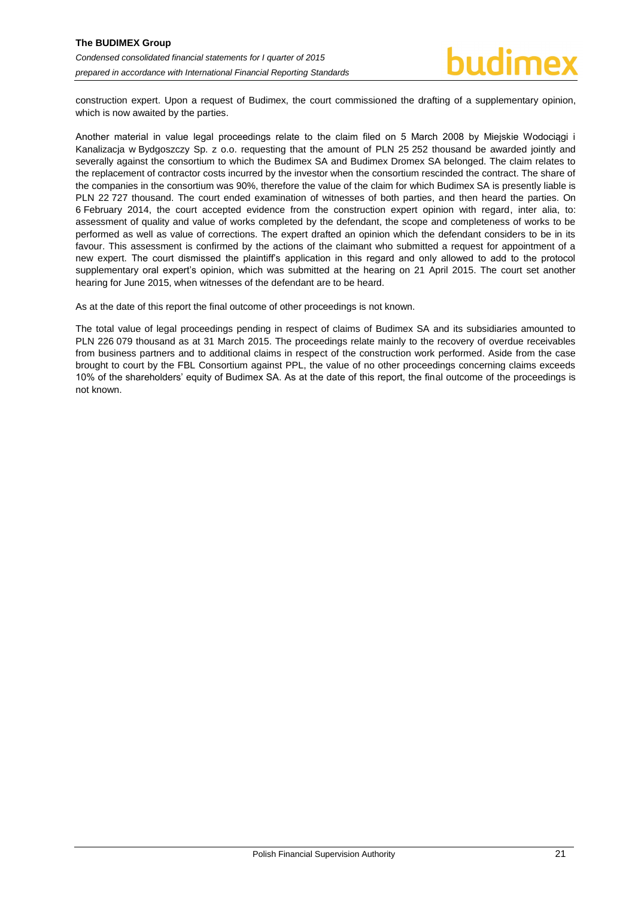construction expert. Upon a request of Budimex, the court commissioned the drafting of a supplementary opinion, which is now awaited by the parties.

Another material in value legal proceedings relate to the claim filed on 5 March 2008 by Miejskie Wodociągi i Kanalizacja w Bydgoszczy Sp. z o.o. requesting that the amount of PLN 25 252 thousand be awarded jointly and severally against the consortium to which the Budimex SA and Budimex Dromex SA belonged. The claim relates to the replacement of contractor costs incurred by the investor when the consortium rescinded the contract. The share of the companies in the consortium was 90%, therefore the value of the claim for which Budimex SA is presently liable is PLN 22 727 thousand. The court ended examination of witnesses of both parties, and then heard the parties. On 6 February 2014, the court accepted evidence from the construction expert opinion with regard, inter alia, to: assessment of quality and value of works completed by the defendant, the scope and completeness of works to be performed as well as value of corrections. The expert drafted an opinion which the defendant considers to be in its favour. This assessment is confirmed by the actions of the claimant who submitted a request for appointment of a new expert. The court dismissed the plaintiff's application in this regard and only allowed to add to the protocol supplementary oral expert's opinion, which was submitted at the hearing on 21 April 2015. The court set another hearing for June 2015, when witnesses of the defendant are to be heard.

As at the date of this report the final outcome of other proceedings is not known.

The total value of legal proceedings pending in respect of claims of Budimex SA and its subsidiaries amounted to PLN 226 079 thousand as at 31 March 2015. The proceedings relate mainly to the recovery of overdue receivables from business partners and to additional claims in respect of the construction work performed. Aside from the case brought to court by the FBL Consortium against PPL, the value of no other proceedings concerning claims exceeds 10% of the shareholders' equity of Budimex SA. As at the date of this report, the final outcome of the proceedings is not known.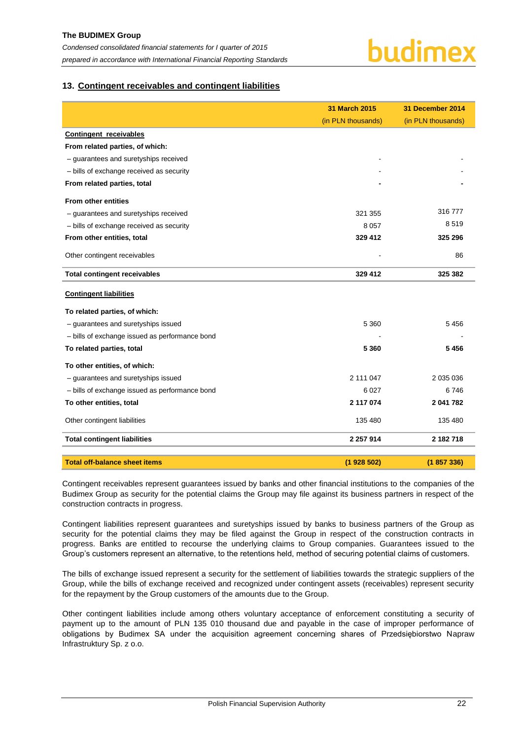## 13. Contingent receivables and contingent liabilities

| | 31 March 2015 (in PLN thousands) | 31 December 2014 (in PLN thousands) |
|---|---|---|
| **Contingent receivables** | | |
| **From related parties, of which:** | | |
| – guarantees and suretyships received | - | - |
| – bills of exchange received as security | - | - |
| **From related parties, total** | **-** | **-** |
| **From other entities** | | |
| – guarantees and suretyships received | 321 355 | 316 777 |
| – bills of exchange received as security | 8 057 | 8 519 |
| **From other entities, total** | **329 412** | **325 296** |
| Other contingent receivables | - | 86 |
| **Total contingent receivables** | **329 412** | **325 382** |
| **Contingent liabilities** | | |
| **To related parties, of which:** | | |
| – guarantees and suretyships issued | 5 360 | 5 456 |
| – bills of exchange issued as performance bond | - | - |
| **To related parties, total** | **5 360** | **5 456** |
| **To other entities, of which:** | | |
| – guarantees and suretyships issued | 2 111 047 | 2 035 036 |
| – bills of exchange issued as performance bond | 6 027 | 6 746 |
| **To other entities, total** | **2 117 074** | **2 041 782** |
| Other contingent liabilities | 135 480 | 135 480 |
| **Total contingent liabilities** | **2 257 914** | **2 182 718** |
| **Total off-balance sheet items** | **(1 928 502)** | **(1 857 336)** |

Contingent receivables represent guarantees issued by banks and other financial institutions to the companies of the Budimex Group as security for the potential claims the Group may file against its business partners in respect of the construction contracts in progress.

Contingent liabilities represent guarantees and suretyships issued by banks to business partners of the Group as security for the potential claims they may be filed against the Group in respect of the construction contracts in progress. Banks are entitled to recourse the underlying claims to Group companies. Guarantees issued to the Group's customers represent an alternative, to the retentions held, method of securing potential claims of customers.

The bills of exchange issued represent a security for the settlement of liabilities towards the strategic suppliers of the Group, while the bills of exchange received and recognized under contingent assets (receivables) represent security for the repayment by the Group customers of the amounts due to the Group.

Other contingent liabilities include among others voluntary acceptance of enforcement constituting a security of payment up to the amount of PLN 135 010 thousand due and payable in the case of improper performance of obligations by Budimex SA under the acquisition agreement concerning shares of Przedsiębiorstwo Napraw Infrastruktury Sp. z o.o.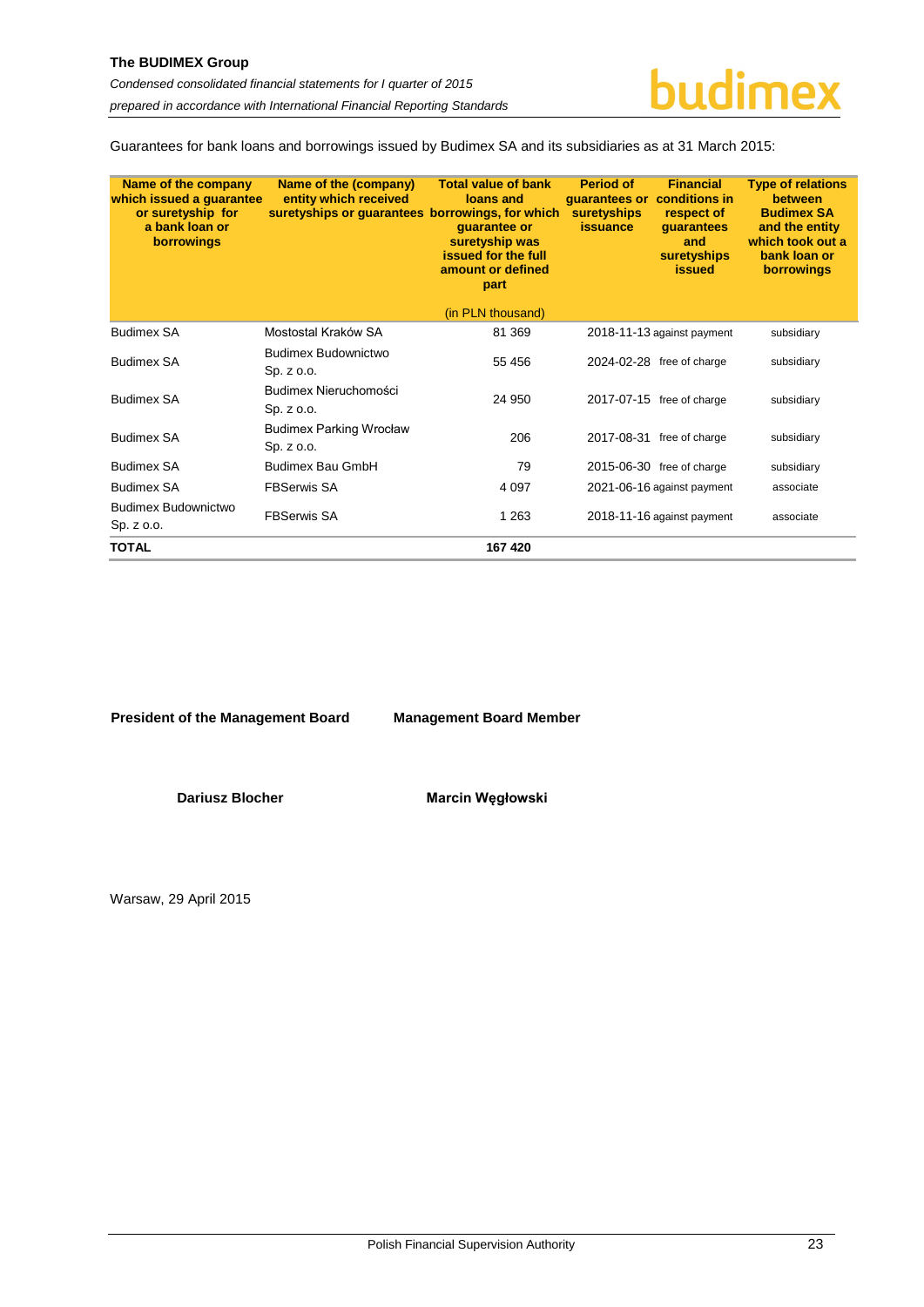Guarantees for bank loans and borrowings issued by Budimex SA and its subsidiaries as at 31 March 2015:

| Name of the company which issued a guarantee or suretyship for a bank loan or borrowings | Name of the (company) entity which received suretyships or guarantees | Total value of bank loans and borrowings, for which guarantee or suretyship was issued for the full amount or defined part (in PLN thousand) | Period of guarantees or suretyships issuance | Financial conditions in respect of guarantees and suretyships issued | Type of relations between Budimex SA and the entity which took out a bank loan or borrowings |
|---|---|---|---|---|---|
| Budimex SA | Mostostal Kraków SA | 81 369 | 2018-11-13 | against payment | subsidiary |
| Budimex SA | Budimex Budownictwo Sp. z o.o. | 55 456 | 2024-02-28 | free of charge | subsidiary |
| Budimex SA | Budimex Nieruchomości Sp. z o.o. | 24 950 | 2017-07-15 | free of charge | subsidiary |
| Budimex SA | Budimex Parking Wrocław Sp. z o.o. | 206 | 2017-08-31 | free of charge | subsidiary |
| Budimex SA | Budimex Bau GmbH | 79 | 2015-06-30 | free of charge | subsidiary |
| Budimex SA | FBSerwis SA | 4 097 | 2021-06-16 | against payment | associate |
| Budimex Budownictwo Sp. z o.o. | FBSerwis SA | 1 263 | 2018-11-16 | against payment | associate |
| **TOTAL** | | **167 420** | | | |

**President of the Management Board** **Management Board Member**

**Dariusz Blocher** **Marcin Węgłowski**

Warsaw, 29 April 2015